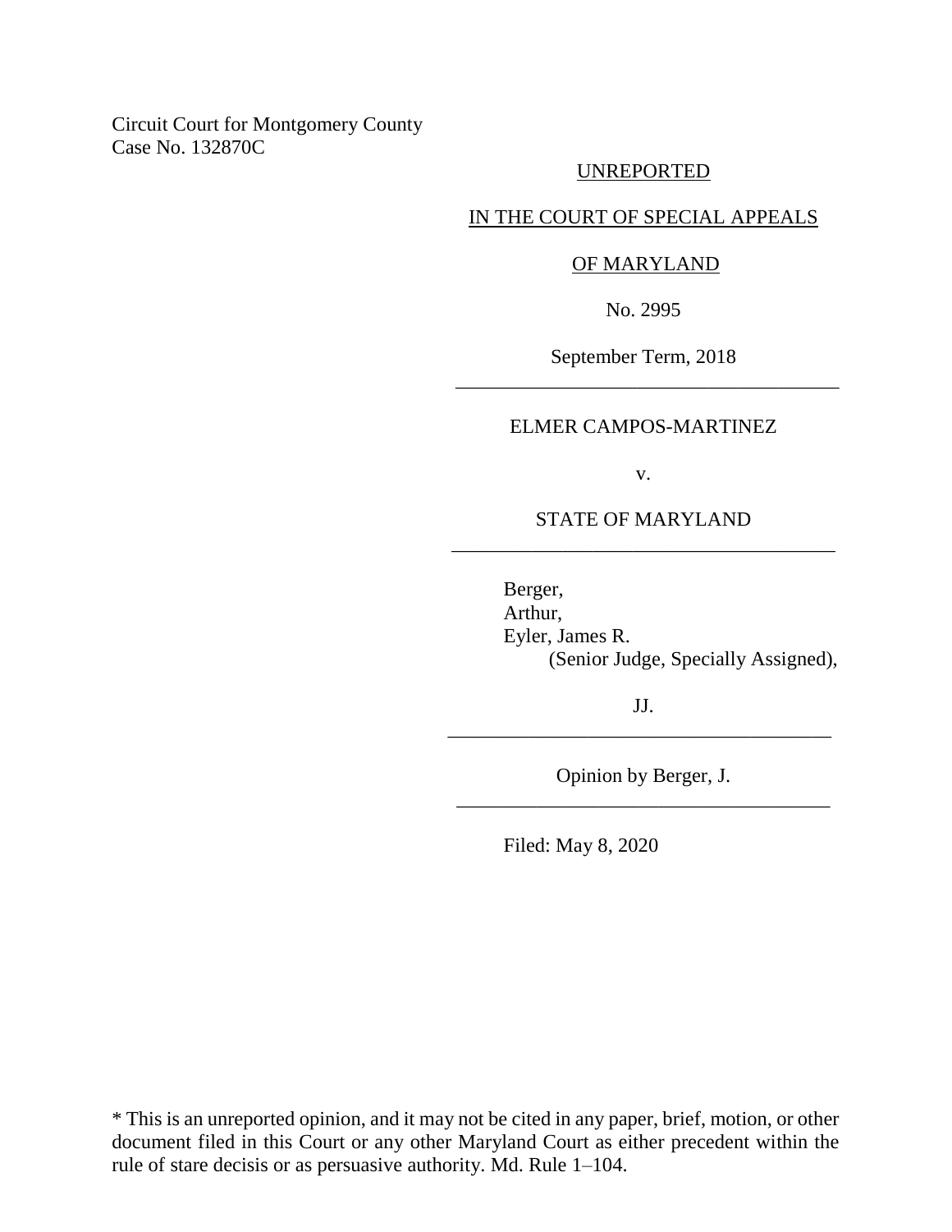Circuit Court for Montgomery County
Case No. 132870C

UNREPORTED

IN THE COURT OF SPECIAL APPEALS

OF MARYLAND

No. 2995

September Term, 2018

---

ELMER CAMPOS-MARTINEZ

v.

STATE OF MARYLAND

---

Berger,
Arthur,
Eyler, James R.
(Senior Judge, Specially Assigned),

JJ.

---

Opinion by Berger, J.

---

Filed: May 8, 2020

\* This is an unreported opinion, and it may not be cited in any paper, brief, motion, or other document filed in this Court or any other Maryland Court as either precedent within the rule of stare decisis or as persuasive authority. Md. Rule 1–104.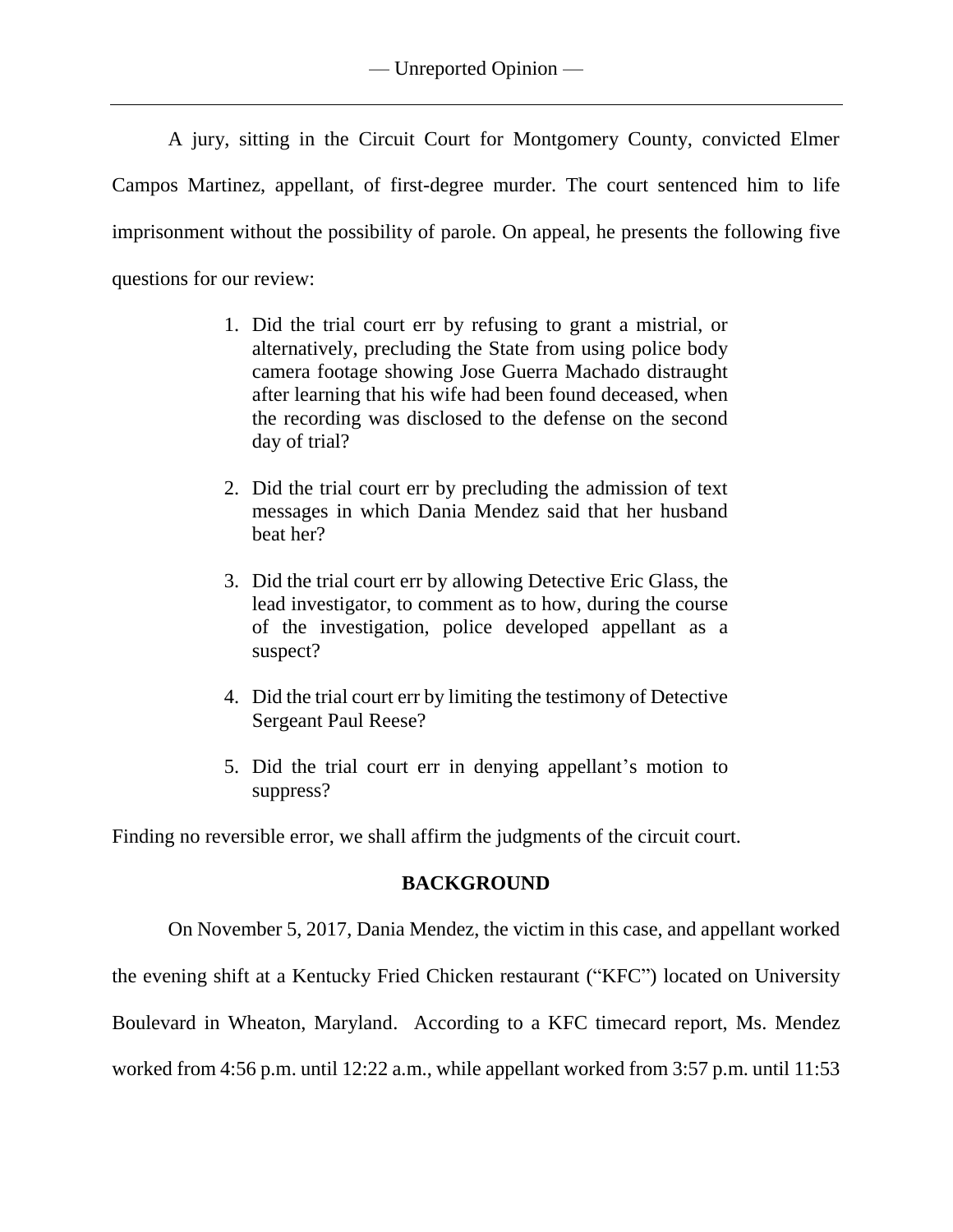A jury, sitting in the Circuit Court for Montgomery County, convicted Elmer Campos Martinez, appellant, of first-degree murder. The court sentenced him to life imprisonment without the possibility of parole. On appeal, he presents the following five questions for our review:

> 1. Did the trial court err by refusing to grant a mistrial, or alternatively, precluding the State from using police body camera footage showing Jose Guerra Machado distraught after learning that his wife had been found deceased, when the recording was disclosed to the defense on the second day of trial?
>
> 2. Did the trial court err by precluding the admission of text messages in which Dania Mendez said that her husband beat her?
>
> 3. Did the trial court err by allowing Detective Eric Glass, the lead investigator, to comment as to how, during the course of the investigation, police developed appellant as a suspect?
>
> 4. Did the trial court err by limiting the testimony of Detective Sergeant Paul Reese?
>
> 5. Did the trial court err in denying appellant's motion to suppress?

Finding no reversible error, we shall affirm the judgments of the circuit court.

## BACKGROUND

On November 5, 2017, Dania Mendez, the victim in this case, and appellant worked the evening shift at a Kentucky Fried Chicken restaurant ("KFC") located on University Boulevard in Wheaton, Maryland. According to a KFC timecard report, Ms. Mendez worked from 4:56 p.m. until 12:22 a.m., while appellant worked from 3:57 p.m. until 11:53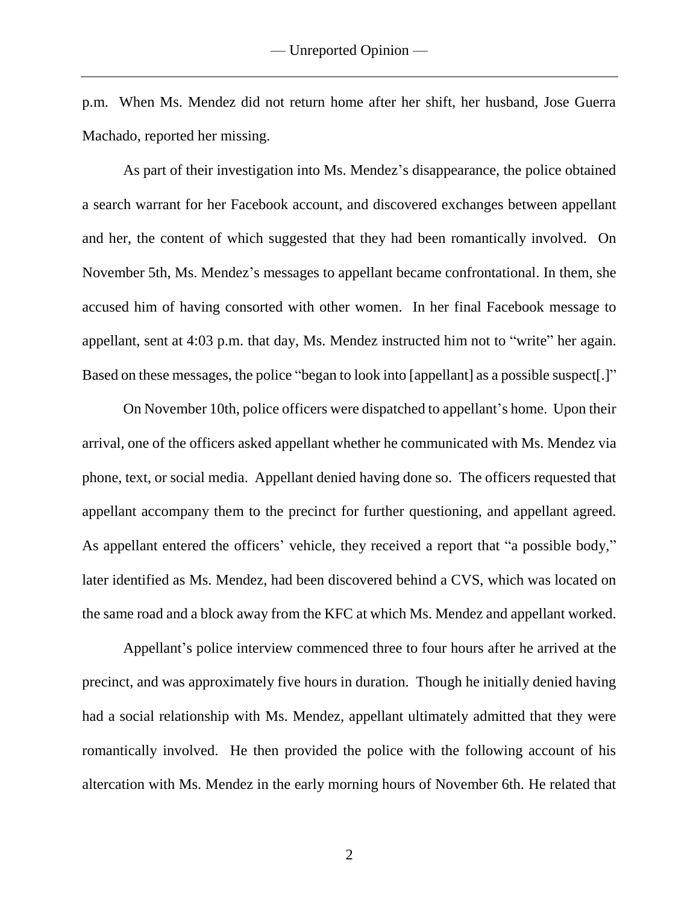p.m. When Ms. Mendez did not return home after her shift, her husband, Jose Guerra Machado, reported her missing.

As part of their investigation into Ms. Mendez's disappearance, the police obtained a search warrant for her Facebook account, and discovered exchanges between appellant and her, the content of which suggested that they had been romantically involved. On November 5th, Ms. Mendez's messages to appellant became confrontational. In them, she accused him of having consorted with other women. In her final Facebook message to appellant, sent at 4:03 p.m. that day, Ms. Mendez instructed him not to "write" her again. Based on these messages, the police "began to look into [appellant] as a possible suspect[.]"

On November 10th, police officers were dispatched to appellant's home. Upon their arrival, one of the officers asked appellant whether he communicated with Ms. Mendez via phone, text, or social media. Appellant denied having done so. The officers requested that appellant accompany them to the precinct for further questioning, and appellant agreed. As appellant entered the officers' vehicle, they received a report that "a possible body," later identified as Ms. Mendez, had been discovered behind a CVS, which was located on the same road and a block away from the KFC at which Ms. Mendez and appellant worked.

Appellant's police interview commenced three to four hours after he arrived at the precinct, and was approximately five hours in duration. Though he initially denied having had a social relationship with Ms. Mendez, appellant ultimately admitted that they were romantically involved. He then provided the police with the following account of his altercation with Ms. Mendez in the early morning hours of November 6th. He related that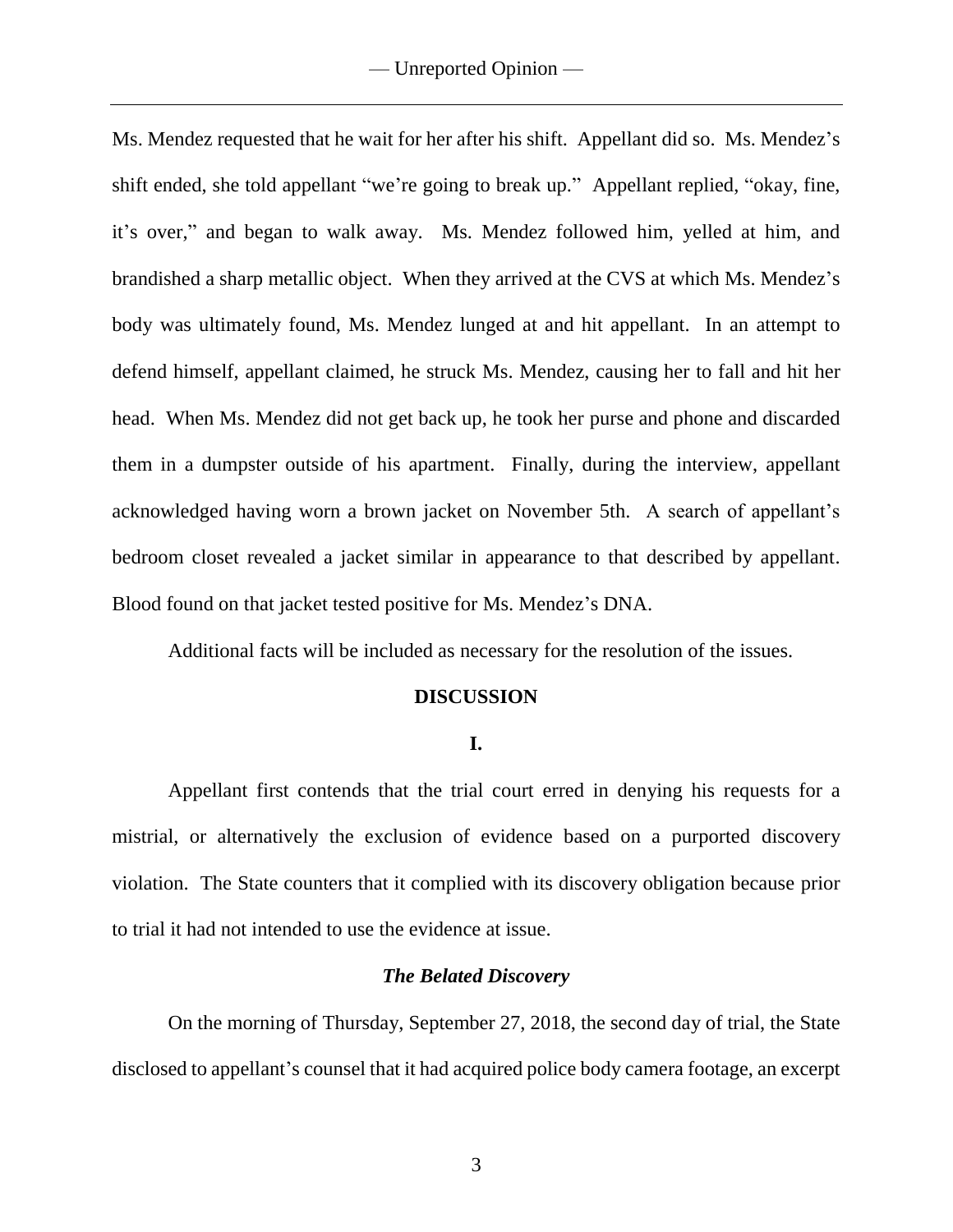Ms. Mendez requested that he wait for her after his shift. Appellant did so. Ms. Mendez's shift ended, she told appellant "we're going to break up." Appellant replied, "okay, fine, it's over," and began to walk away. Ms. Mendez followed him, yelled at him, and brandished a sharp metallic object. When they arrived at the CVS at which Ms. Mendez's body was ultimately found, Ms. Mendez lunged at and hit appellant. In an attempt to defend himself, appellant claimed, he struck Ms. Mendez, causing her to fall and hit her head. When Ms. Mendez did not get back up, he took her purse and phone and discarded them in a dumpster outside of his apartment. Finally, during the interview, appellant acknowledged having worn a brown jacket on November 5th. A search of appellant's bedroom closet revealed a jacket similar in appearance to that described by appellant. Blood found on that jacket tested positive for Ms. Mendez's DNA.

Additional facts will be included as necessary for the resolution of the issues.

## DISCUSSION

### I.

Appellant first contends that the trial court erred in denying his requests for a mistrial, or alternatively the exclusion of evidence based on a purported discovery violation. The State counters that it complied with its discovery obligation because prior to trial it had not intended to use the evidence at issue.

### *The Belated Discovery*

On the morning of Thursday, September 27, 2018, the second day of trial, the State disclosed to appellant's counsel that it had acquired police body camera footage, an excerpt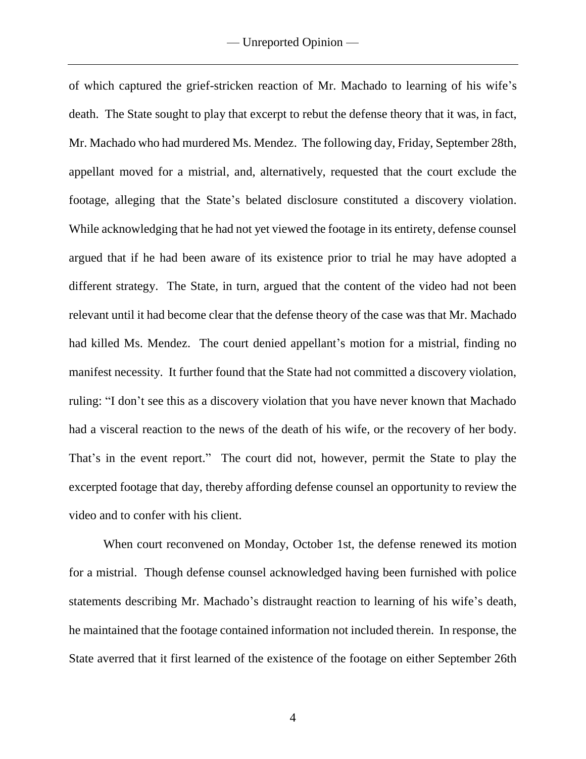of which captured the grief-stricken reaction of Mr. Machado to learning of his wife's death. The State sought to play that excerpt to rebut the defense theory that it was, in fact, Mr. Machado who had murdered Ms. Mendez. The following day, Friday, September 28th, appellant moved for a mistrial, and, alternatively, requested that the court exclude the footage, alleging that the State's belated disclosure constituted a discovery violation. While acknowledging that he had not yet viewed the footage in its entirety, defense counsel argued that if he had been aware of its existence prior to trial he may have adopted a different strategy. The State, in turn, argued that the content of the video had not been relevant until it had become clear that the defense theory of the case was that Mr. Machado had killed Ms. Mendez. The court denied appellant's motion for a mistrial, finding no manifest necessity. It further found that the State had not committed a discovery violation, ruling: "I don't see this as a discovery violation that you have never known that Machado had a visceral reaction to the news of the death of his wife, or the recovery of her body. That's in the event report." The court did not, however, permit the State to play the excerpted footage that day, thereby affording defense counsel an opportunity to review the video and to confer with his client.

When court reconvened on Monday, October 1st, the defense renewed its motion for a mistrial. Though defense counsel acknowledged having been furnished with police statements describing Mr. Machado's distraught reaction to learning of his wife's death, he maintained that the footage contained information not included therein. In response, the State averred that it first learned of the existence of the footage on either September 26th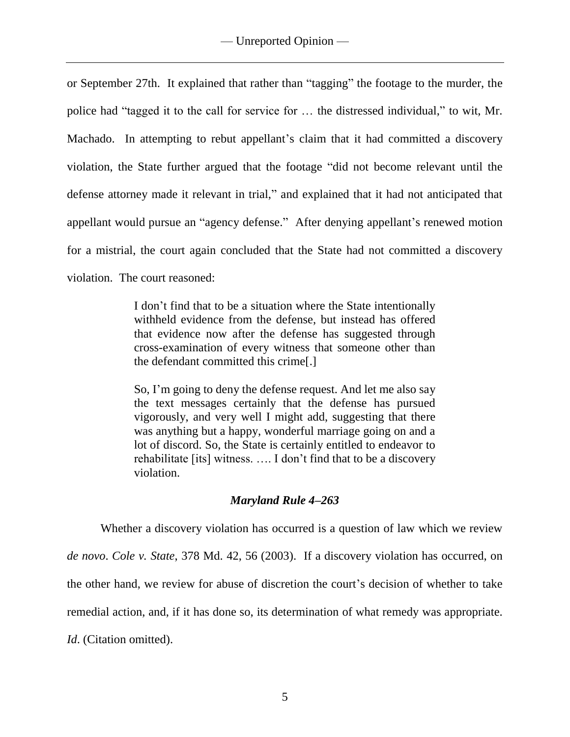or September 27th. It explained that rather than "tagging" the footage to the murder, the police had "tagged it to the call for service for … the distressed individual," to wit, Mr. Machado. In attempting to rebut appellant's claim that it had committed a discovery violation, the State further argued that the footage "did not become relevant until the defense attorney made it relevant in trial," and explained that it had not anticipated that appellant would pursue an "agency defense." After denying appellant's renewed motion for a mistrial, the court again concluded that the State had not committed a discovery violation. The court reasoned:

> I don't find that to be a situation where the State intentionally withheld evidence from the defense, but instead has offered that evidence now after the defense has suggested through cross-examination of every witness that someone other than the defendant committed this crime[.]
>
> So, I'm going to deny the defense request. And let me also say the text messages certainly that the defense has pursued vigorously, and very well I might add, suggesting that there was anything but a happy, wonderful marriage going on and a lot of discord. So, the State is certainly entitled to endeavor to rehabilitate [its] witness. …. I don't find that to be a discovery violation.

### *Maryland Rule 4–263*

Whether a discovery violation has occurred is a question of law which we review *de novo*. *Cole v. State*, 378 Md. 42, 56 (2003). If a discovery violation has occurred, on the other hand, we review for abuse of discretion the court's decision of whether to take remedial action, and, if it has done so, its determination of what remedy was appropriate. *Id*. (Citation omitted).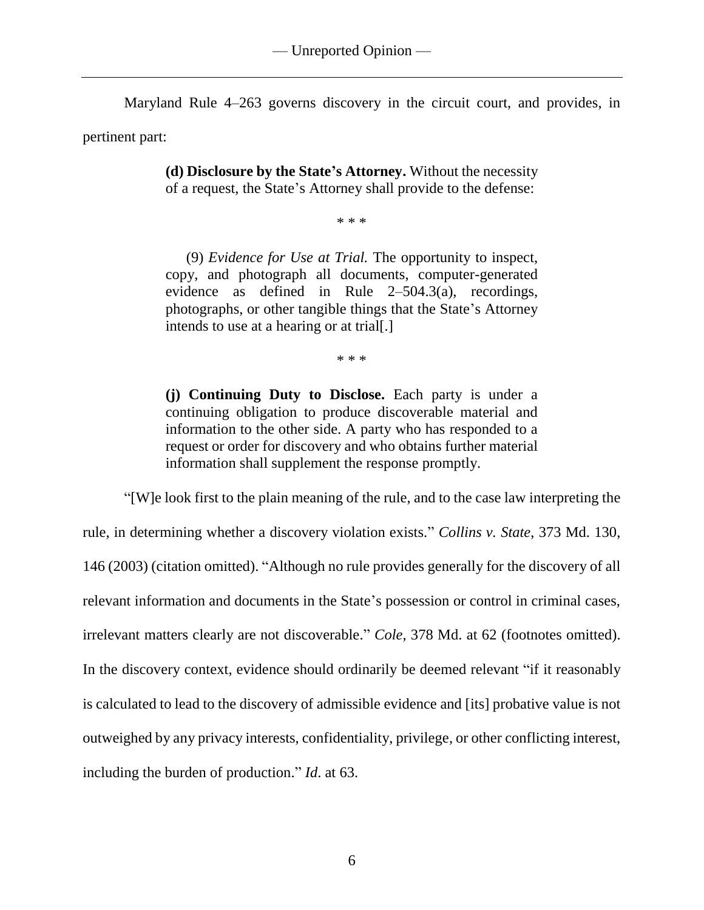Maryland Rule 4–263 governs discovery in the circuit court, and provides, in pertinent part:

> **(d) Disclosure by the State's Attorney.** Without the necessity of a request, the State's Attorney shall provide to the defense:
>
> \* \* \*
>
> (9) *Evidence for Use at Trial.* The opportunity to inspect, copy, and photograph all documents, computer-generated evidence as defined in Rule 2–504.3(a), recordings, photographs, or other tangible things that the State's Attorney intends to use at a hearing or at trial[.]
>
> \* \* \*
>
> **(j) Continuing Duty to Disclose.** Each party is under a continuing obligation to produce discoverable material and information to the other side. A party who has responded to a request or order for discovery and who obtains further material information shall supplement the response promptly.

"[W]e look first to the plain meaning of the rule, and to the case law interpreting the rule, in determining whether a discovery violation exists." *Collins v. State*, 373 Md. 130, 146 (2003) (citation omitted). "Although no rule provides generally for the discovery of all relevant information and documents in the State's possession or control in criminal cases, irrelevant matters clearly are not discoverable." *Cole*, 378 Md. at 62 (footnotes omitted). In the discovery context, evidence should ordinarily be deemed relevant "if it reasonably is calculated to lead to the discovery of admissible evidence and [its] probative value is not outweighed by any privacy interests, confidentiality, privilege, or other conflicting interest, including the burden of production." *Id*. at 63.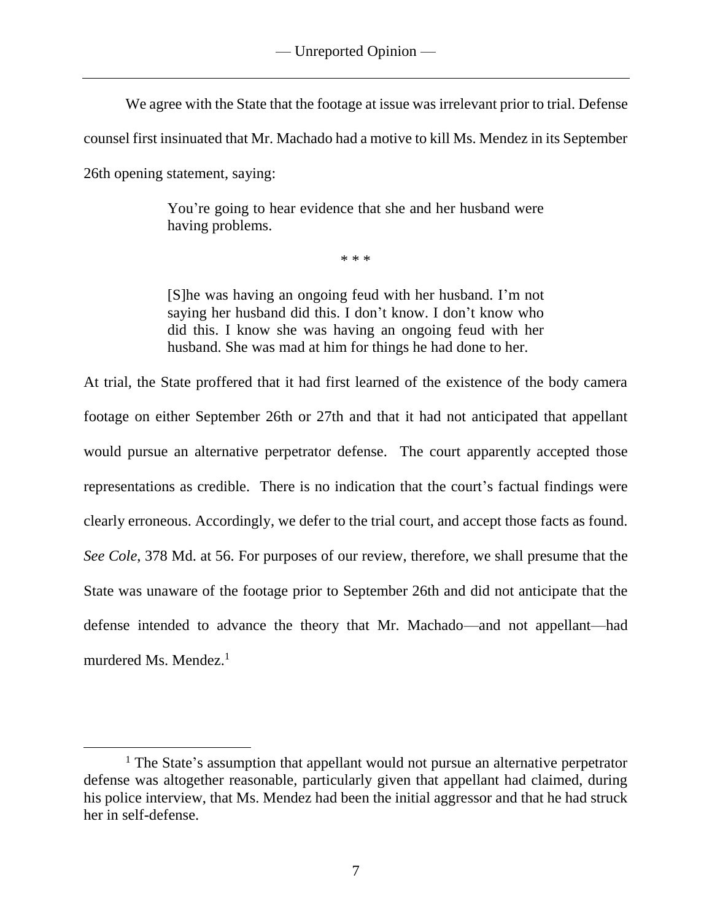We agree with the State that the footage at issue was irrelevant prior to trial. Defense counsel first insinuated that Mr. Machado had a motive to kill Ms. Mendez in its September 26th opening statement, saying:

> You're going to hear evidence that she and her husband were having problems.
>
> \* \* \*
>
> [S]he was having an ongoing feud with her husband. I'm not saying her husband did this. I don't know. I don't know who did this. I know she was having an ongoing feud with her husband. She was mad at him for things he had done to her.

At trial, the State proffered that it had first learned of the existence of the body camera footage on either September 26th or 27th and that it had not anticipated that appellant would pursue an alternative perpetrator defense. The court apparently accepted those representations as credible. There is no indication that the court's factual findings were clearly erroneous. Accordingly, we defer to the trial court, and accept those facts as found. *See Cole*, 378 Md. at 56. For purposes of our review, therefore, we shall presume that the State was unaware of the footage prior to September 26th and did not anticipate that the defense intended to advance the theory that Mr. Machado—and not appellant—had murdered Ms. Mendez.[1]

[1] The State's assumption that appellant would not pursue an alternative perpetrator defense was altogether reasonable, particularly given that appellant had claimed, during his police interview, that Ms. Mendez had been the initial aggressor and that he had struck her in self-defense.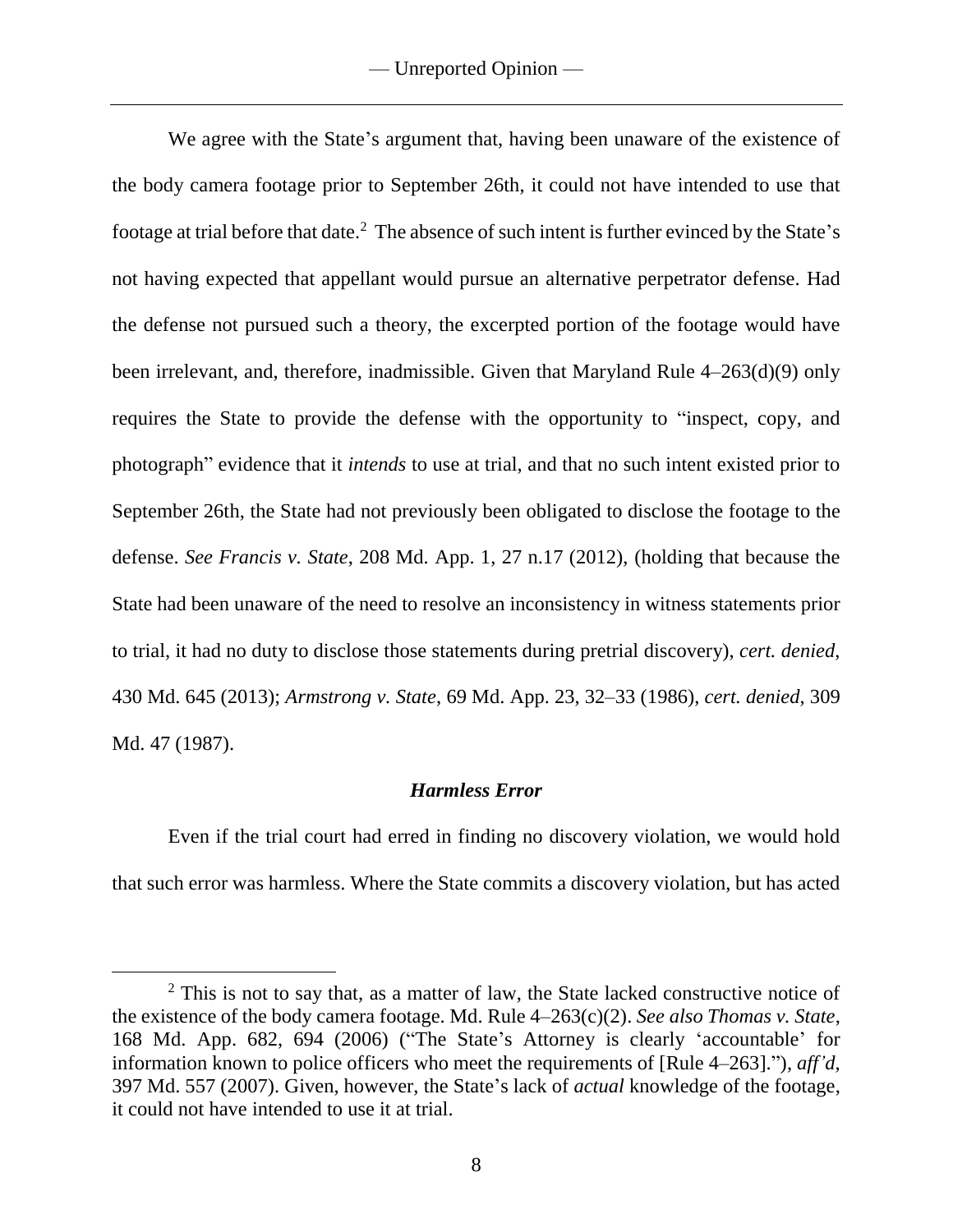We agree with the State's argument that, having been unaware of the existence of the body camera footage prior to September 26th, it could not have intended to use that footage at trial before that date.[2] The absence of such intent is further evinced by the State's not having expected that appellant would pursue an alternative perpetrator defense. Had the defense not pursued such a theory, the excerpted portion of the footage would have been irrelevant, and, therefore, inadmissible. Given that Maryland Rule 4–263(d)(9) only requires the State to provide the defense with the opportunity to "inspect, copy, and photograph" evidence that it *intends* to use at trial, and that no such intent existed prior to September 26th, the State had not previously been obligated to disclose the footage to the defense. *See Francis v. State*, 208 Md. App. 1, 27 n.17 (2012), (holding that because the State had been unaware of the need to resolve an inconsistency in witness statements prior to trial, it had no duty to disclose those statements during pretrial discovery), *cert. denied*, 430 Md. 645 (2013); *Armstrong v. State*, 69 Md. App. 23, 32–33 (1986), *cert. denied*, 309 Md. 47 (1987).

### *Harmless Error*

Even if the trial court had erred in finding no discovery violation, we would hold that such error was harmless. Where the State commits a discovery violation, but has acted

[2] This is not to say that, as a matter of law, the State lacked constructive notice of the existence of the body camera footage. Md. Rule 4–263(c)(2). *See also Thomas v. State*, 168 Md. App. 682, 694 (2006) ("The State's Attorney is clearly 'accountable' for information known to police officers who meet the requirements of [Rule 4–263]."), *aff'd*, 397 Md. 557 (2007). Given, however, the State's lack of *actual* knowledge of the footage, it could not have intended to use it at trial.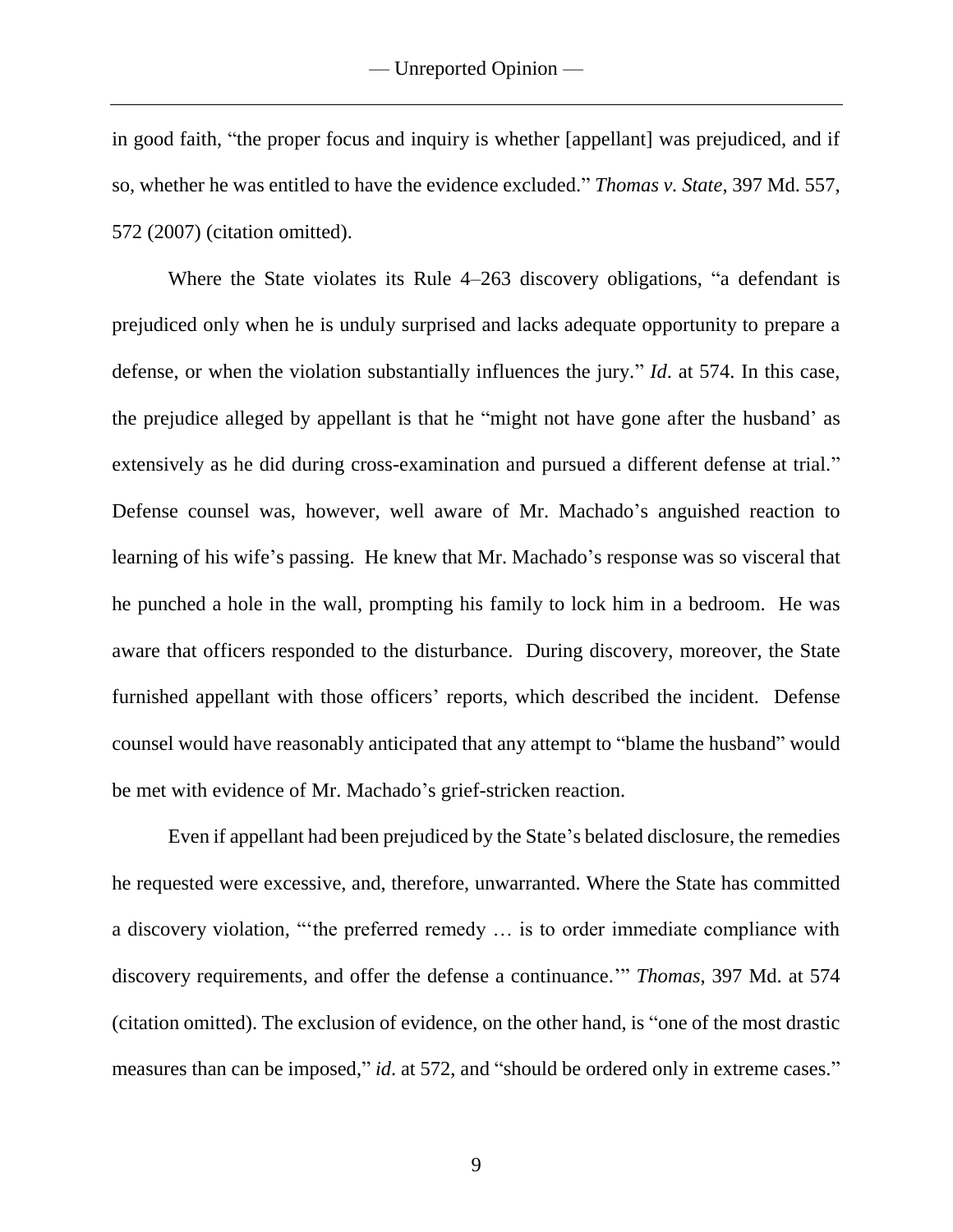in good faith, "the proper focus and inquiry is whether [appellant] was prejudiced, and if so, whether he was entitled to have the evidence excluded." *Thomas v. State*, 397 Md. 557, 572 (2007) (citation omitted).

Where the State violates its Rule 4–263 discovery obligations, "a defendant is prejudiced only when he is unduly surprised and lacks adequate opportunity to prepare a defense, or when the violation substantially influences the jury." *Id*. at 574. In this case, the prejudice alleged by appellant is that he "might not have gone after the husband' as extensively as he did during cross-examination and pursued a different defense at trial." Defense counsel was, however, well aware of Mr. Machado's anguished reaction to learning of his wife's passing. He knew that Mr. Machado's response was so visceral that he punched a hole in the wall, prompting his family to lock him in a bedroom. He was aware that officers responded to the disturbance. During discovery, moreover, the State furnished appellant with those officers' reports, which described the incident. Defense counsel would have reasonably anticipated that any attempt to "blame the husband" would be met with evidence of Mr. Machado's grief-stricken reaction.

Even if appellant had been prejudiced by the State's belated disclosure, the remedies he requested were excessive, and, therefore, unwarranted. Where the State has committed a discovery violation, "'the preferred remedy … is to order immediate compliance with discovery requirements, and offer the defense a continuance.'" *Thomas*, 397 Md. at 574 (citation omitted). The exclusion of evidence, on the other hand, is "one of the most drastic measures than can be imposed," *id*. at 572, and "should be ordered only in extreme cases."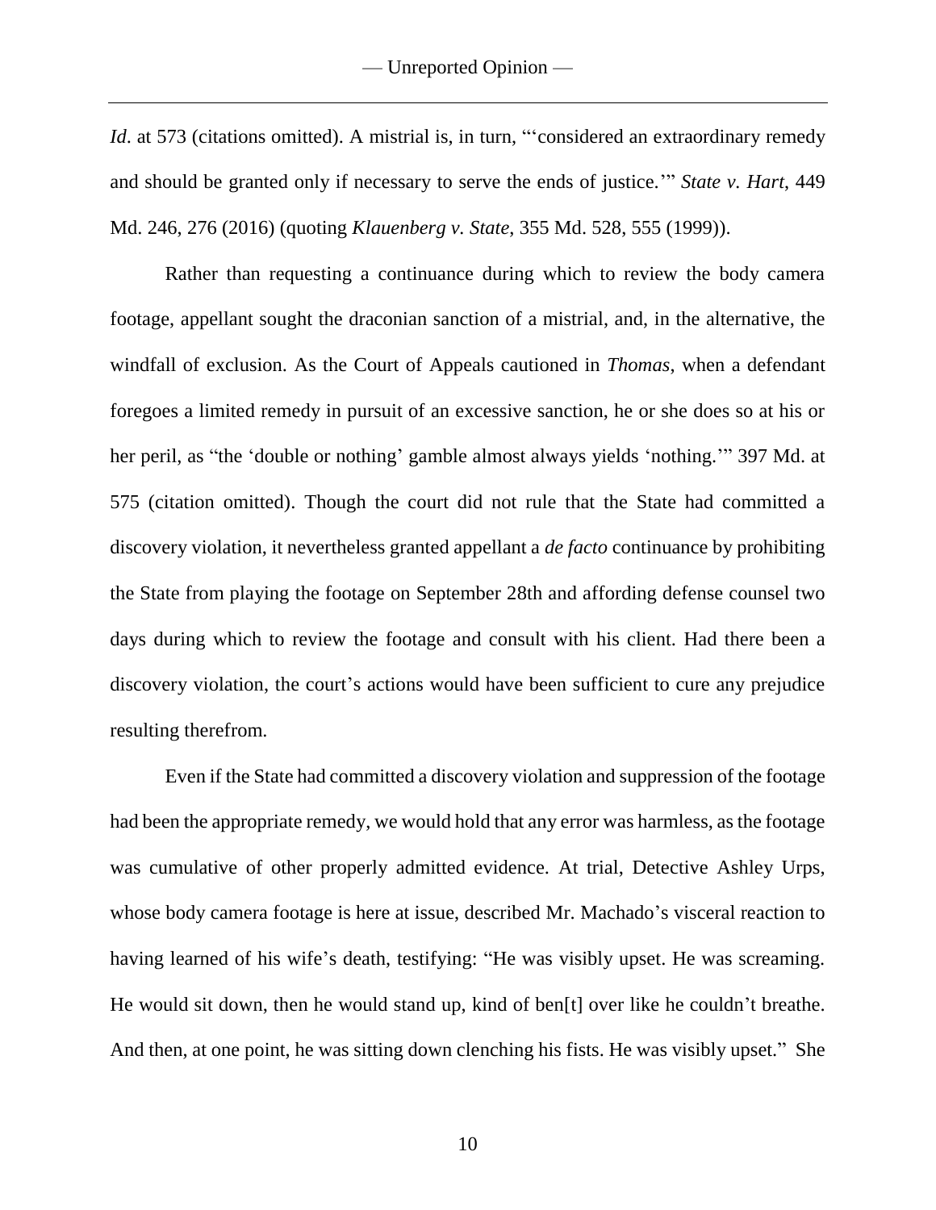*Id*. at 573 (citations omitted). A mistrial is, in turn, "'considered an extraordinary remedy and should be granted only if necessary to serve the ends of justice.'" *State v. Hart*, 449 Md. 246, 276 (2016) (quoting *Klauenberg v. State*, 355 Md. 528, 555 (1999)).

Rather than requesting a continuance during which to review the body camera footage, appellant sought the draconian sanction of a mistrial, and, in the alternative, the windfall of exclusion. As the Court of Appeals cautioned in *Thomas*, when a defendant foregoes a limited remedy in pursuit of an excessive sanction, he or she does so at his or her peril, as "the 'double or nothing' gamble almost always yields 'nothing.'" 397 Md. at 575 (citation omitted). Though the court did not rule that the State had committed a discovery violation, it nevertheless granted appellant a *de facto* continuance by prohibiting the State from playing the footage on September 28th and affording defense counsel two days during which to review the footage and consult with his client. Had there been a discovery violation, the court's actions would have been sufficient to cure any prejudice resulting therefrom.

Even if the State had committed a discovery violation and suppression of the footage had been the appropriate remedy, we would hold that any error was harmless, as the footage was cumulative of other properly admitted evidence. At trial, Detective Ashley Urps, whose body camera footage is here at issue, described Mr. Machado's visceral reaction to having learned of his wife's death, testifying: "He was visibly upset. He was screaming. He would sit down, then he would stand up, kind of ben[t] over like he couldn't breathe. And then, at one point, he was sitting down clenching his fists. He was visibly upset." She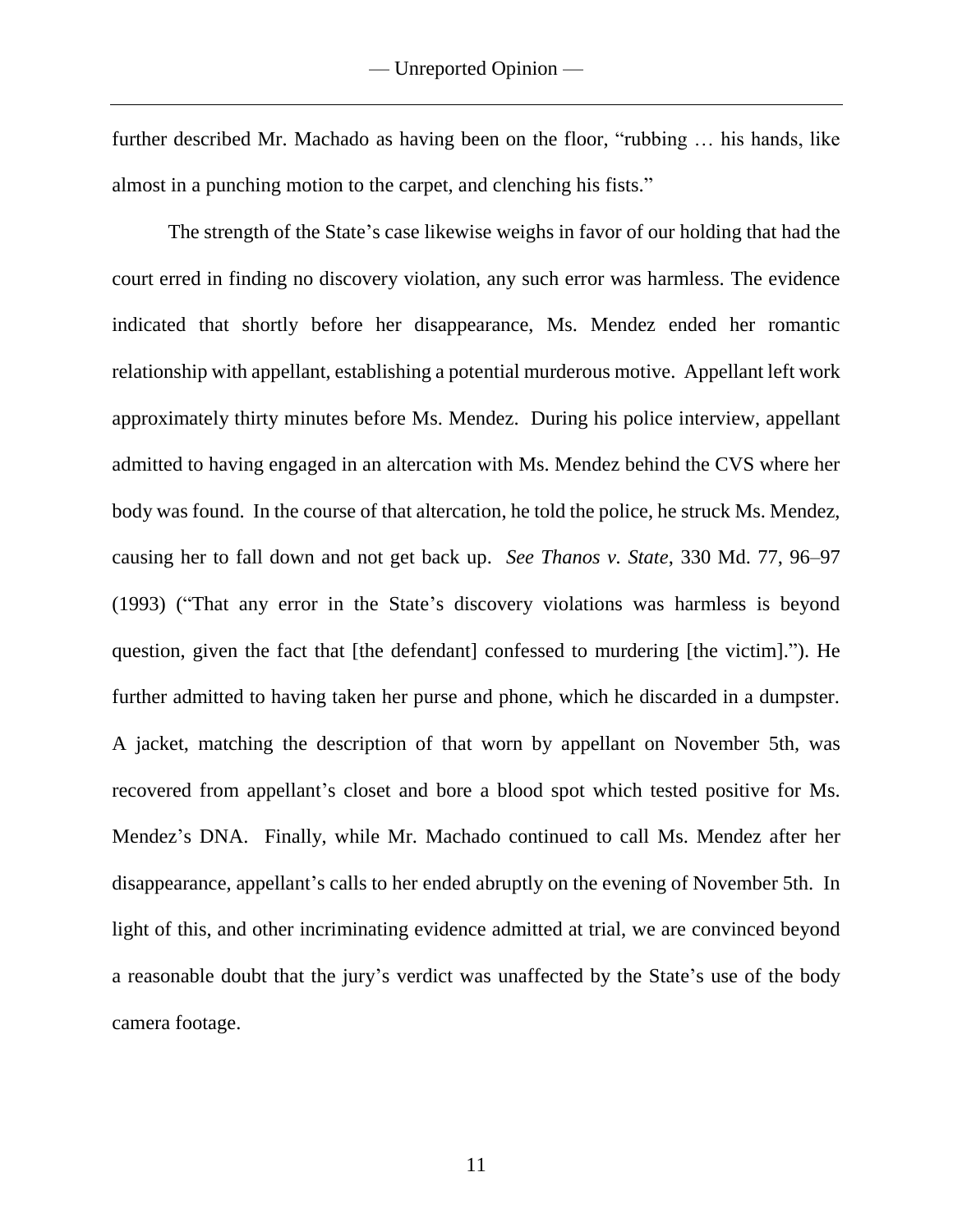further described Mr. Machado as having been on the floor, "rubbing … his hands, like almost in a punching motion to the carpet, and clenching his fists."

The strength of the State's case likewise weighs in favor of our holding that had the court erred in finding no discovery violation, any such error was harmless. The evidence indicated that shortly before her disappearance, Ms. Mendez ended her romantic relationship with appellant, establishing a potential murderous motive. Appellant left work approximately thirty minutes before Ms. Mendez. During his police interview, appellant admitted to having engaged in an altercation with Ms. Mendez behind the CVS where her body was found. In the course of that altercation, he told the police, he struck Ms. Mendez, causing her to fall down and not get back up. *See Thanos v. State*, 330 Md. 77, 96–97 (1993) ("That any error in the State's discovery violations was harmless is beyond question, given the fact that [the defendant] confessed to murdering [the victim]."). He further admitted to having taken her purse and phone, which he discarded in a dumpster. A jacket, matching the description of that worn by appellant on November 5th, was recovered from appellant's closet and bore a blood spot which tested positive for Ms. Mendez's DNA. Finally, while Mr. Machado continued to call Ms. Mendez after her disappearance, appellant's calls to her ended abruptly on the evening of November 5th. In light of this, and other incriminating evidence admitted at trial, we are convinced beyond a reasonable doubt that the jury's verdict was unaffected by the State's use of the body camera footage.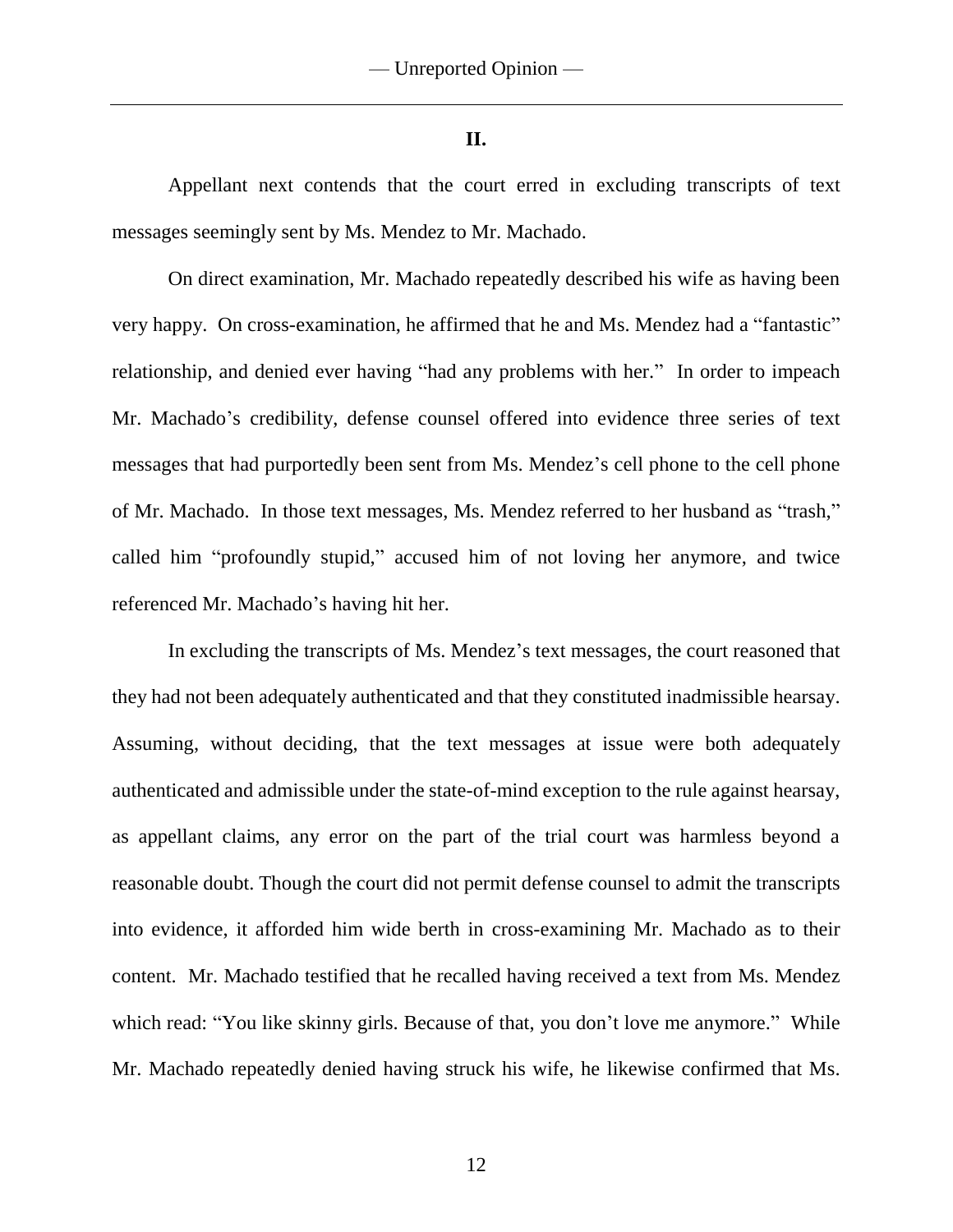## II.

Appellant next contends that the court erred in excluding transcripts of text messages seemingly sent by Ms. Mendez to Mr. Machado.

On direct examination, Mr. Machado repeatedly described his wife as having been very happy. On cross-examination, he affirmed that he and Ms. Mendez had a "fantastic" relationship, and denied ever having "had any problems with her." In order to impeach Mr. Machado's credibility, defense counsel offered into evidence three series of text messages that had purportedly been sent from Ms. Mendez's cell phone to the cell phone of Mr. Machado. In those text messages, Ms. Mendez referred to her husband as "trash," called him "profoundly stupid," accused him of not loving her anymore, and twice referenced Mr. Machado's having hit her.

In excluding the transcripts of Ms. Mendez's text messages, the court reasoned that they had not been adequately authenticated and that they constituted inadmissible hearsay. Assuming, without deciding, that the text messages at issue were both adequately authenticated and admissible under the state-of-mind exception to the rule against hearsay, as appellant claims, any error on the part of the trial court was harmless beyond a reasonable doubt. Though the court did not permit defense counsel to admit the transcripts into evidence, it afforded him wide berth in cross-examining Mr. Machado as to their content. Mr. Machado testified that he recalled having received a text from Ms. Mendez which read: "You like skinny girls. Because of that, you don't love me anymore." While Mr. Machado repeatedly denied having struck his wife, he likewise confirmed that Ms.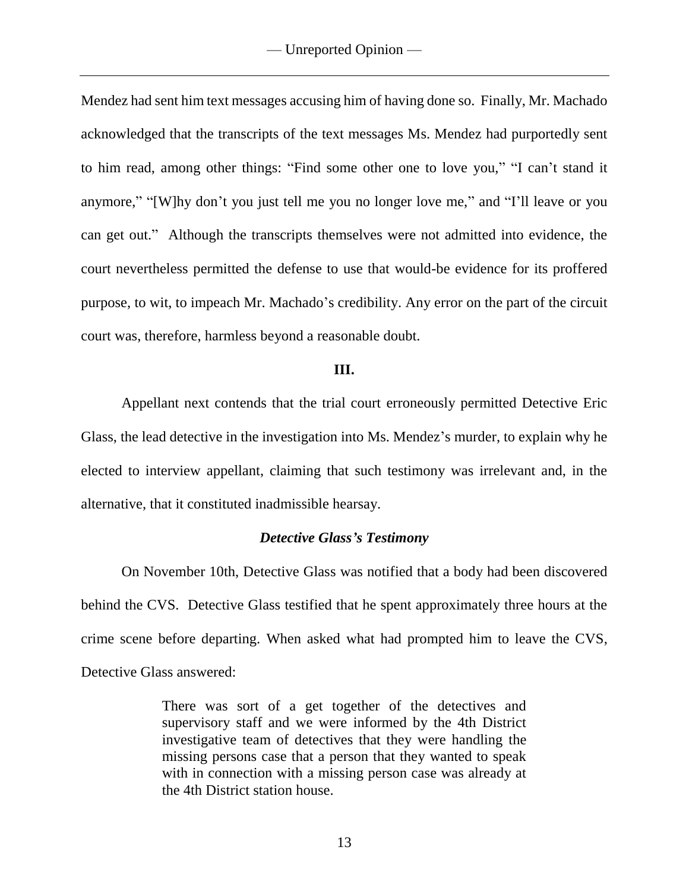Mendez had sent him text messages accusing him of having done so. Finally, Mr. Machado acknowledged that the transcripts of the text messages Ms. Mendez had purportedly sent to him read, among other things: "Find some other one to love you," "I can't stand it anymore," "[W]hy don't you just tell me you no longer love me," and "I'll leave or you can get out." Although the transcripts themselves were not admitted into evidence, the court nevertheless permitted the defense to use that would-be evidence for its proffered purpose, to wit, to impeach Mr. Machado's credibility. Any error on the part of the circuit court was, therefore, harmless beyond a reasonable doubt.

## III.

Appellant next contends that the trial court erroneously permitted Detective Eric Glass, the lead detective in the investigation into Ms. Mendez's murder, to explain why he elected to interview appellant, claiming that such testimony was irrelevant and, in the alternative, that it constituted inadmissible hearsay.

### *Detective Glass's Testimony*

On November 10th, Detective Glass was notified that a body had been discovered behind the CVS. Detective Glass testified that he spent approximately three hours at the crime scene before departing. When asked what had prompted him to leave the CVS, Detective Glass answered:

> There was sort of a get together of the detectives and supervisory staff and we were informed by the 4th District investigative team of detectives that they were handling the missing persons case that a person that they wanted to speak with in connection with a missing person case was already at the 4th District station house.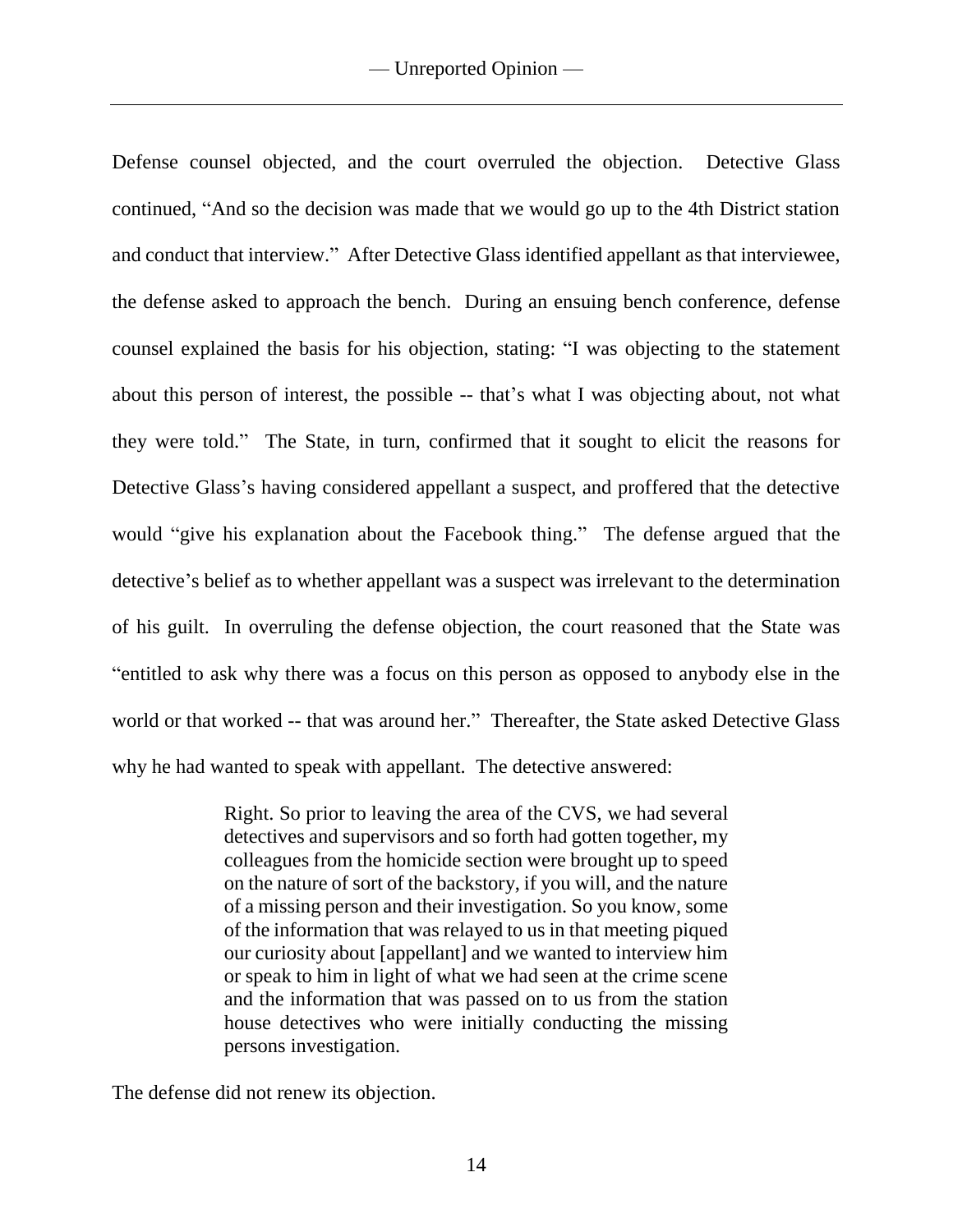Defense counsel objected, and the court overruled the objection. Detective Glass continued, "And so the decision was made that we would go up to the 4th District station and conduct that interview." After Detective Glass identified appellant as that interviewee, the defense asked to approach the bench. During an ensuing bench conference, defense counsel explained the basis for his objection, stating: "I was objecting to the statement about this person of interest, the possible -- that's what I was objecting about, not what they were told." The State, in turn, confirmed that it sought to elicit the reasons for Detective Glass's having considered appellant a suspect, and proffered that the detective would "give his explanation about the Facebook thing." The defense argued that the detective's belief as to whether appellant was a suspect was irrelevant to the determination of his guilt. In overruling the defense objection, the court reasoned that the State was "entitled to ask why there was a focus on this person as opposed to anybody else in the world or that worked -- that was around her." Thereafter, the State asked Detective Glass why he had wanted to speak with appellant. The detective answered:

> Right. So prior to leaving the area of the CVS, we had several detectives and supervisors and so forth had gotten together, my colleagues from the homicide section were brought up to speed on the nature of sort of the backstory, if you will, and the nature of a missing person and their investigation. So you know, some of the information that was relayed to us in that meeting piqued our curiosity about [appellant] and we wanted to interview him or speak to him in light of what we had seen at the crime scene and the information that was passed on to us from the station house detectives who were initially conducting the missing persons investigation.

The defense did not renew its objection.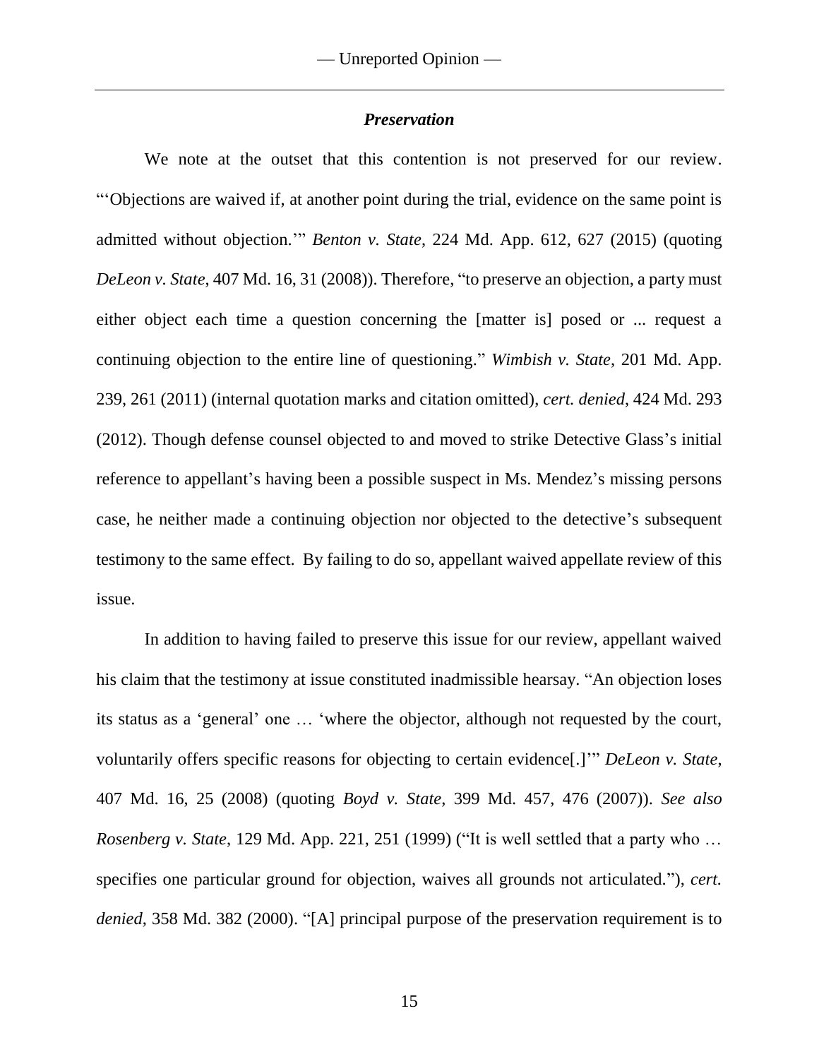### *Preservation*

We note at the outset that this contention is not preserved for our review. "'Objections are waived if, at another point during the trial, evidence on the same point is admitted without objection.'" *Benton v. State*, 224 Md. App. 612, 627 (2015) (quoting *DeLeon v. State*, 407 Md. 16, 31 (2008)). Therefore, "to preserve an objection, a party must either object each time a question concerning the [matter is] posed or ... request a continuing objection to the entire line of questioning." *Wimbish v. State*, 201 Md. App. 239, 261 (2011) (internal quotation marks and citation omitted), *cert. denied*, 424 Md. 293 (2012). Though defense counsel objected to and moved to strike Detective Glass's initial reference to appellant's having been a possible suspect in Ms. Mendez's missing persons case, he neither made a continuing objection nor objected to the detective's subsequent testimony to the same effect. By failing to do so, appellant waived appellate review of this issue.

In addition to having failed to preserve this issue for our review, appellant waived his claim that the testimony at issue constituted inadmissible hearsay. "An objection loses its status as a 'general' one … 'where the objector, although not requested by the court, voluntarily offers specific reasons for objecting to certain evidence[.]'" *DeLeon v. State*, 407 Md. 16, 25 (2008) (quoting *Boyd v. State*, 399 Md. 457, 476 (2007)). *See also Rosenberg v. State*, 129 Md. App. 221, 251 (1999) ("It is well settled that a party who … specifies one particular ground for objection, waives all grounds not articulated."), *cert. denied*, 358 Md. 382 (2000). "[A] principal purpose of the preservation requirement is to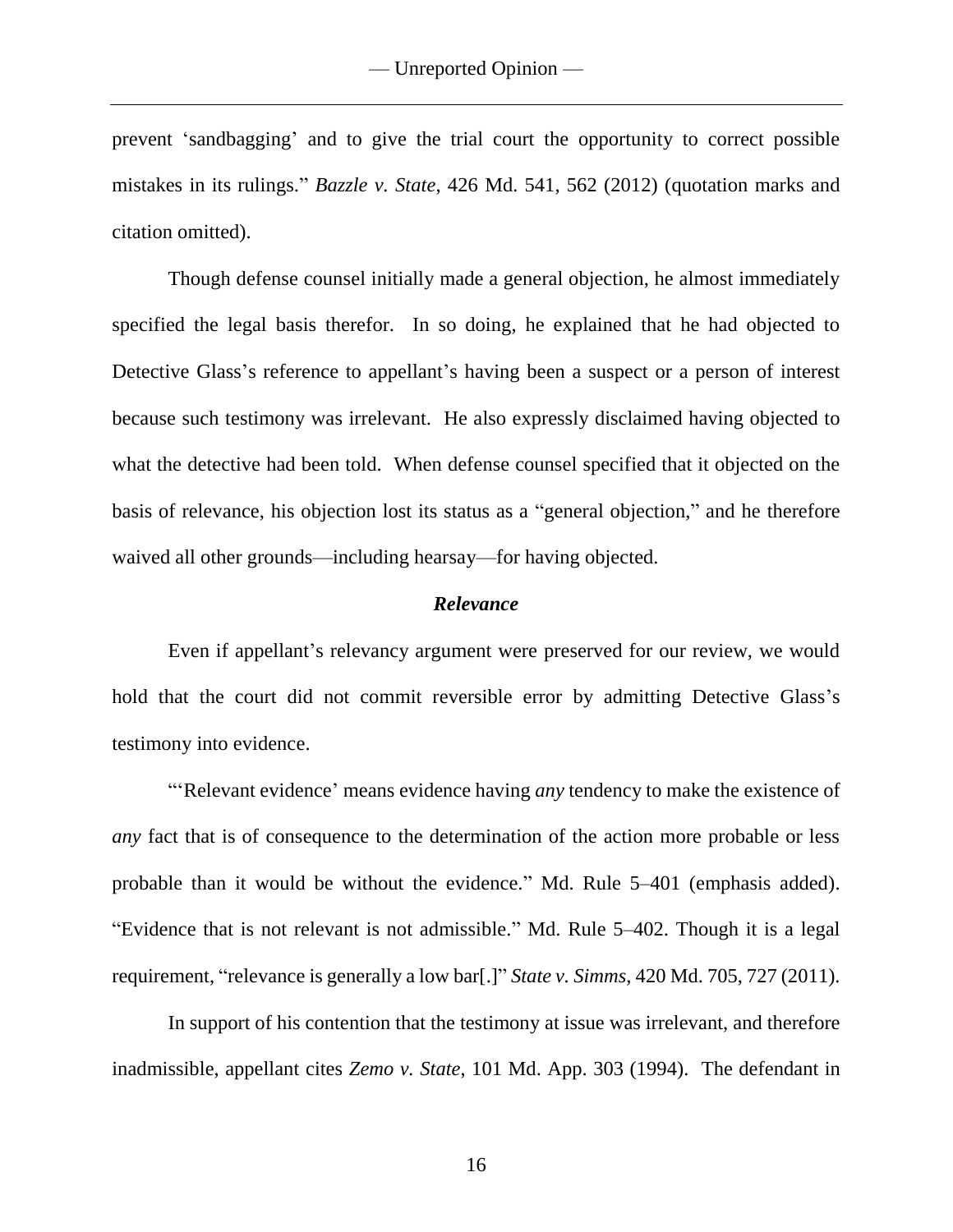prevent 'sandbagging' and to give the trial court the opportunity to correct possible mistakes in its rulings." *Bazzle v. State*, 426 Md. 541, 562 (2012) (quotation marks and citation omitted).

Though defense counsel initially made a general objection, he almost immediately specified the legal basis therefor. In so doing, he explained that he had objected to Detective Glass's reference to appellant's having been a suspect or a person of interest because such testimony was irrelevant. He also expressly disclaimed having objected to what the detective had been told. When defense counsel specified that it objected on the basis of relevance, his objection lost its status as a "general objection," and he therefore waived all other grounds—including hearsay—for having objected.

### *Relevance*

Even if appellant's relevancy argument were preserved for our review, we would hold that the court did not commit reversible error by admitting Detective Glass's testimony into evidence.

"'Relevant evidence' means evidence having *any* tendency to make the existence of *any* fact that is of consequence to the determination of the action more probable or less probable than it would be without the evidence." Md. Rule 5–401 (emphasis added). "Evidence that is not relevant is not admissible." Md. Rule 5–402. Though it is a legal requirement, "relevance is generally a low bar[.]" *State v. Simms*, 420 Md. 705, 727 (2011).

In support of his contention that the testimony at issue was irrelevant, and therefore inadmissible, appellant cites *Zemo v. State*, 101 Md. App. 303 (1994). The defendant in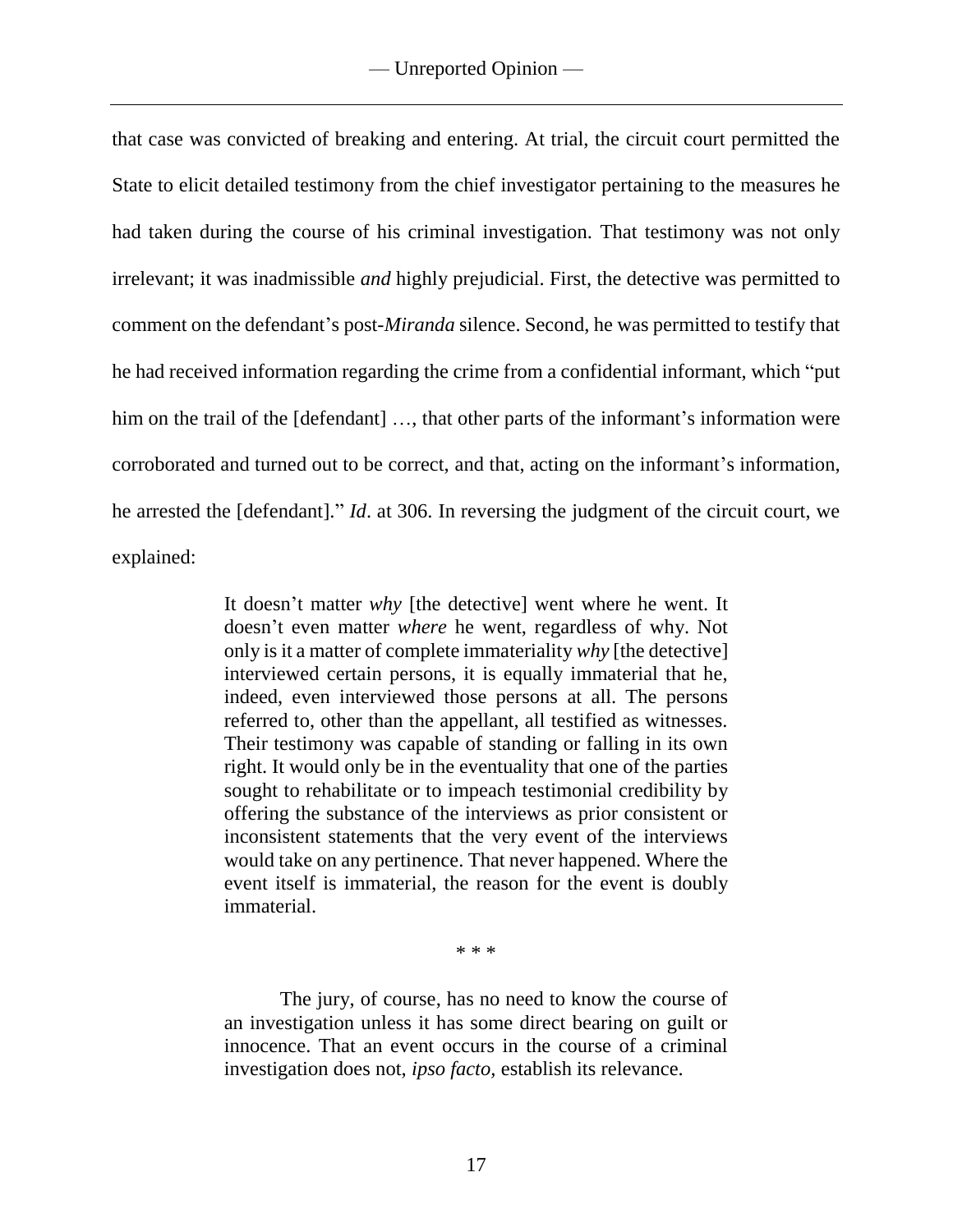that case was convicted of breaking and entering. At trial, the circuit court permitted the State to elicit detailed testimony from the chief investigator pertaining to the measures he had taken during the course of his criminal investigation. That testimony was not only irrelevant; it was inadmissible *and* highly prejudicial. First, the detective was permitted to comment on the defendant's post-*Miranda* silence. Second, he was permitted to testify that he had received information regarding the crime from a confidential informant, which "put him on the trail of the [defendant] …, that other parts of the informant's information were corroborated and turned out to be correct, and that, acting on the informant's information, he arrested the [defendant]." *Id*. at 306. In reversing the judgment of the circuit court, we explained:

> It doesn't matter *why* [the detective] went where he went. It doesn't even matter *where* he went, regardless of why. Not only is it a matter of complete immateriality *why* [the detective] interviewed certain persons, it is equally immaterial that he, indeed, even interviewed those persons at all. The persons referred to, other than the appellant, all testified as witnesses. Their testimony was capable of standing or falling in its own right. It would only be in the eventuality that one of the parties sought to rehabilitate or to impeach testimonial credibility by offering the substance of the interviews as prior consistent or inconsistent statements that the very event of the interviews would take on any pertinence. That never happened. Where the event itself is immaterial, the reason for the event is doubly immaterial.
>
> \* \* \*
>
> The jury, of course, has no need to know the course of an investigation unless it has some direct bearing on guilt or innocence. That an event occurs in the course of a criminal investigation does not, *ipso facto*, establish its relevance.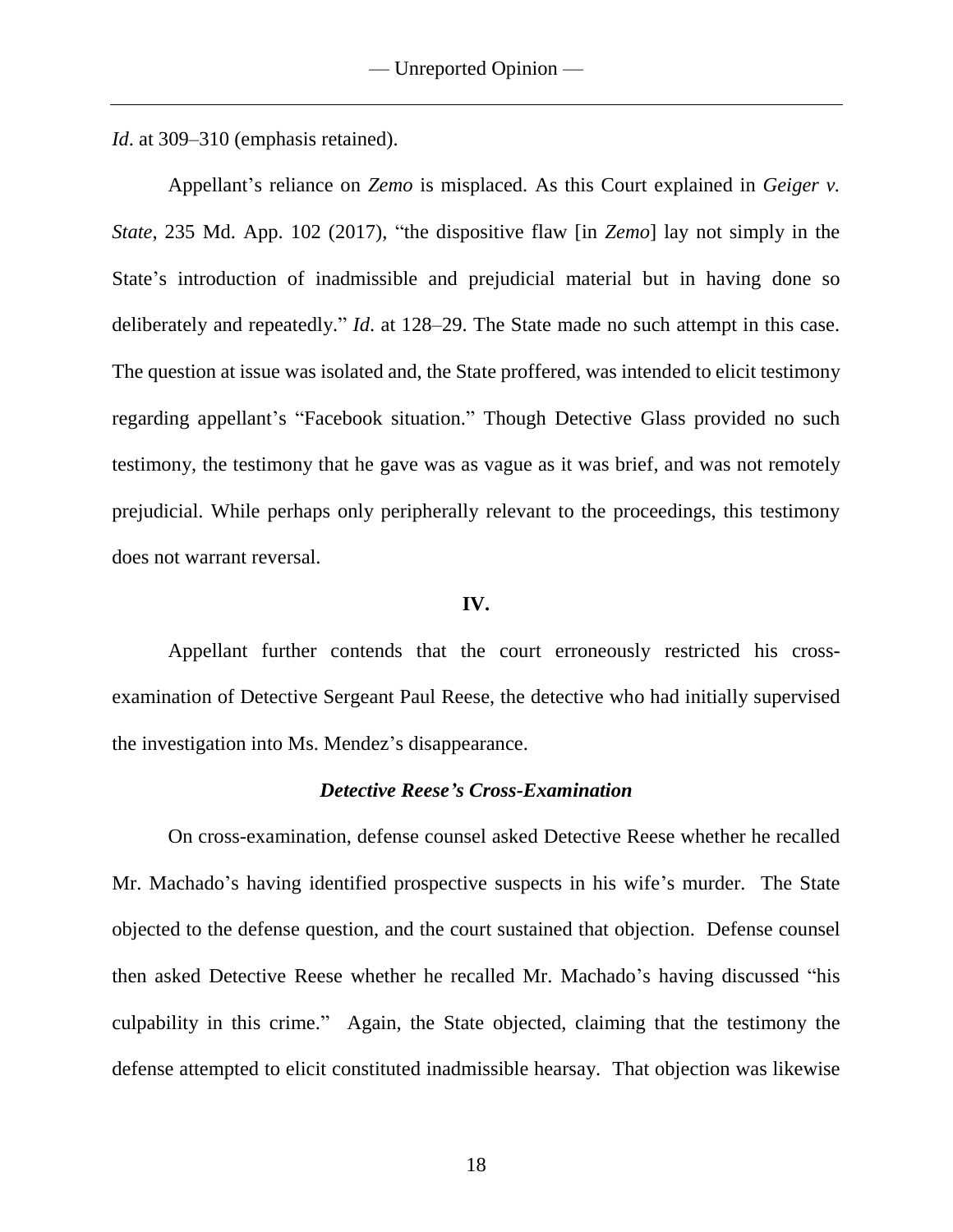*Id*. at 309–310 (emphasis retained).

Appellant's reliance on *Zemo* is misplaced. As this Court explained in *Geiger v. State*, 235 Md. App. 102 (2017), "the dispositive flaw [in *Zemo*] lay not simply in the State's introduction of inadmissible and prejudicial material but in having done so deliberately and repeatedly." *Id*. at 128–29. The State made no such attempt in this case. The question at issue was isolated and, the State proffered, was intended to elicit testimony regarding appellant's "Facebook situation." Though Detective Glass provided no such testimony, the testimony that he gave was as vague as it was brief, and was not remotely prejudicial. While perhaps only peripherally relevant to the proceedings, this testimony does not warrant reversal.

## IV.

Appellant further contends that the court erroneously restricted his cross-examination of Detective Sergeant Paul Reese, the detective who had initially supervised the investigation into Ms. Mendez's disappearance.

### *Detective Reese's Cross-Examination*

On cross-examination, defense counsel asked Detective Reese whether he recalled Mr. Machado's having identified prospective suspects in his wife's murder. The State objected to the defense question, and the court sustained that objection. Defense counsel then asked Detective Reese whether he recalled Mr. Machado's having discussed "his culpability in this crime." Again, the State objected, claiming that the testimony the defense attempted to elicit constituted inadmissible hearsay. That objection was likewise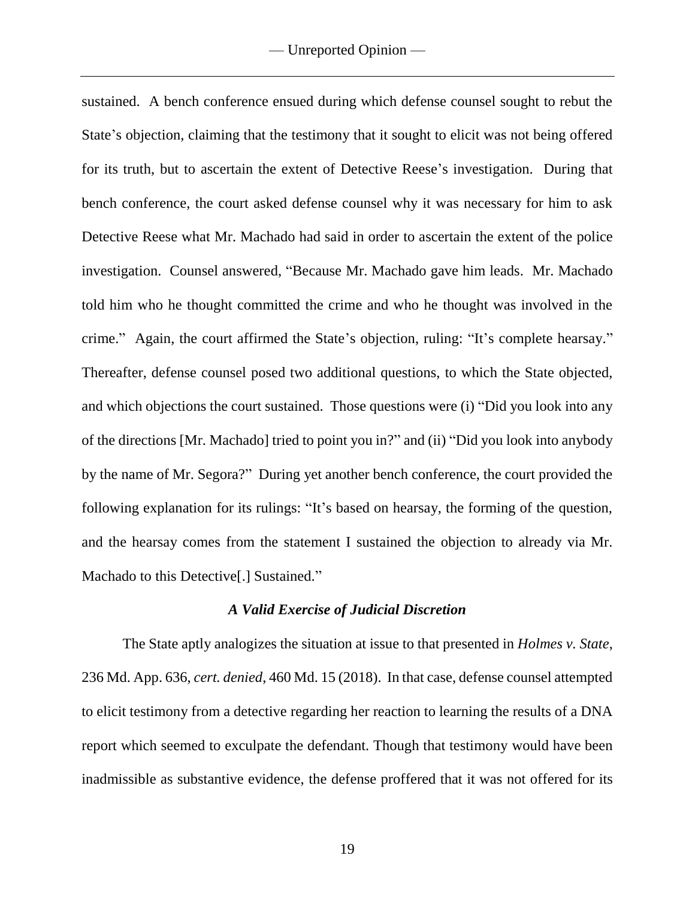sustained. A bench conference ensued during which defense counsel sought to rebut the State's objection, claiming that the testimony that it sought to elicit was not being offered for its truth, but to ascertain the extent of Detective Reese's investigation. During that bench conference, the court asked defense counsel why it was necessary for him to ask Detective Reese what Mr. Machado had said in order to ascertain the extent of the police investigation. Counsel answered, "Because Mr. Machado gave him leads. Mr. Machado told him who he thought committed the crime and who he thought was involved in the crime." Again, the court affirmed the State's objection, ruling: "It's complete hearsay." Thereafter, defense counsel posed two additional questions, to which the State objected, and which objections the court sustained. Those questions were (i) "Did you look into any of the directions [Mr. Machado] tried to point you in?" and (ii) "Did you look into anybody by the name of Mr. Segora?" During yet another bench conference, the court provided the following explanation for its rulings: "It's based on hearsay, the forming of the question, and the hearsay comes from the statement I sustained the objection to already via Mr. Machado to this Detective[.] Sustained."

### *A Valid Exercise of Judicial Discretion*

The State aptly analogizes the situation at issue to that presented in *Holmes v. State*, 236 Md. App. 636, *cert. denied*, 460 Md. 15 (2018). In that case, defense counsel attempted to elicit testimony from a detective regarding her reaction to learning the results of a DNA report which seemed to exculpate the defendant. Though that testimony would have been inadmissible as substantive evidence, the defense proffered that it was not offered for its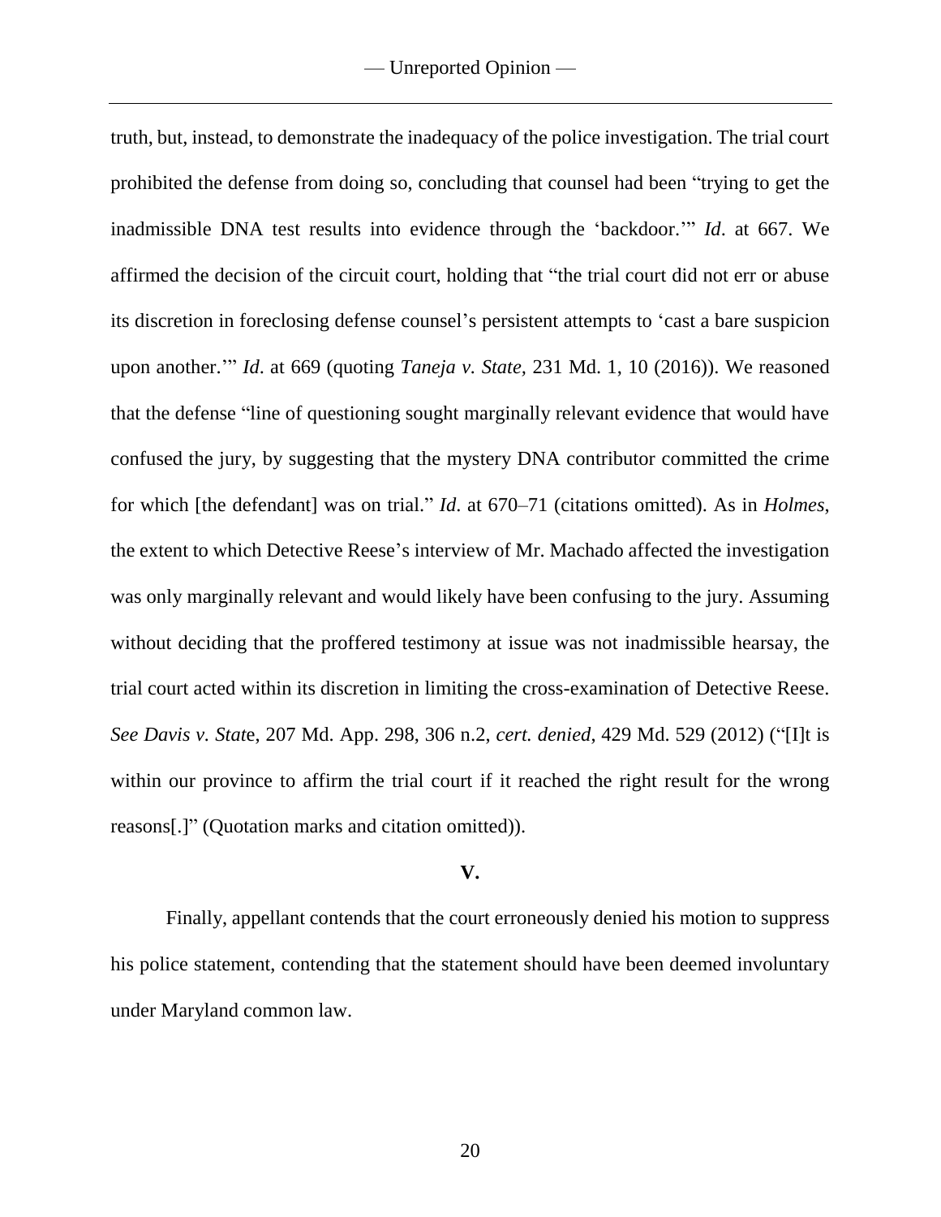truth, but, instead, to demonstrate the inadequacy of the police investigation. The trial court prohibited the defense from doing so, concluding that counsel had been "trying to get the inadmissible DNA test results into evidence through the 'backdoor.'" *Id*. at 667. We affirmed the decision of the circuit court, holding that "the trial court did not err or abuse its discretion in foreclosing defense counsel's persistent attempts to 'cast a bare suspicion upon another.'" *Id*. at 669 (quoting *Taneja v. State*, 231 Md. 1, 10 (2016)). We reasoned that the defense "line of questioning sought marginally relevant evidence that would have confused the jury, by suggesting that the mystery DNA contributor committed the crime for which [the defendant] was on trial." *Id*. at 670–71 (citations omitted). As in *Holmes*, the extent to which Detective Reese's interview of Mr. Machado affected the investigation was only marginally relevant and would likely have been confusing to the jury. Assuming without deciding that the proffered testimony at issue was not inadmissible hearsay, the trial court acted within its discretion in limiting the cross-examination of Detective Reese. *See Davis v. State*, 207 Md. App. 298, 306 n.2, *cert. denied*, 429 Md. 529 (2012) ("[I]t is within our province to affirm the trial court if it reached the right result for the wrong reasons[.]" (Quotation marks and citation omitted)).

## V.

Finally, appellant contends that the court erroneously denied his motion to suppress his police statement, contending that the statement should have been deemed involuntary under Maryland common law.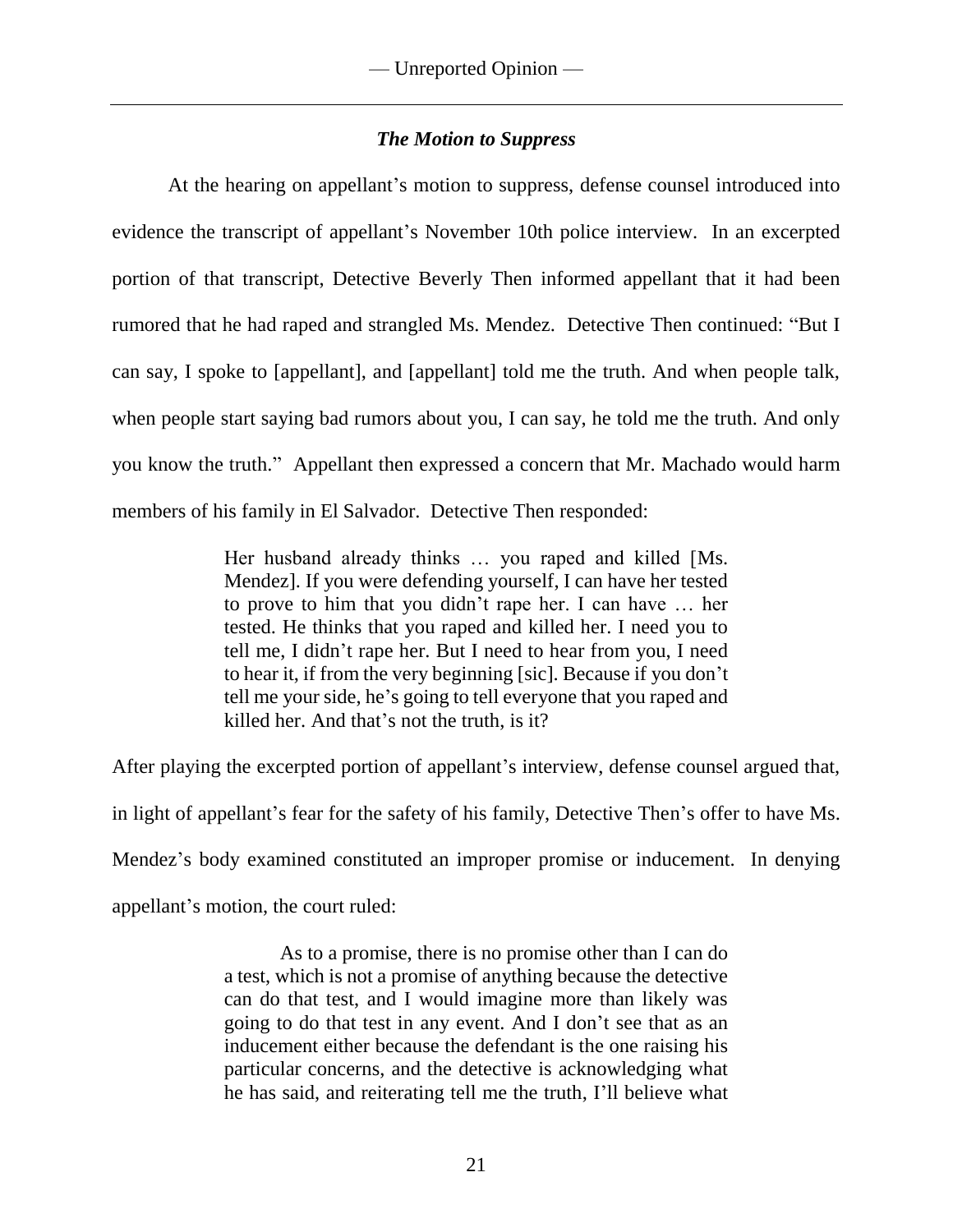### *The Motion to Suppress*

At the hearing on appellant's motion to suppress, defense counsel introduced into evidence the transcript of appellant's November 10th police interview. In an excerpted portion of that transcript, Detective Beverly Then informed appellant that it had been rumored that he had raped and strangled Ms. Mendez. Detective Then continued: "But I can say, I spoke to [appellant], and [appellant] told me the truth. And when people talk, when people start saying bad rumors about you, I can say, he told me the truth. And only you know the truth." Appellant then expressed a concern that Mr. Machado would harm members of his family in El Salvador. Detective Then responded:

> Her husband already thinks … you raped and killed [Ms. Mendez]. If you were defending yourself, I can have her tested to prove to him that you didn't rape her. I can have … her tested. He thinks that you raped and killed her. I need you to tell me, I didn't rape her. But I need to hear from you, I need to hear it, if from the very beginning [sic]. Because if you don't tell me your side, he's going to tell everyone that you raped and killed her. And that's not the truth, is it?

After playing the excerpted portion of appellant's interview, defense counsel argued that, in light of appellant's fear for the safety of his family, Detective Then's offer to have Ms. Mendez's body examined constituted an improper promise or inducement. In denying appellant's motion, the court ruled:

> As to a promise, there is no promise other than I can do a test, which is not a promise of anything because the detective can do that test, and I would imagine more than likely was going to do that test in any event. And I don't see that as an inducement either because the defendant is the one raising his particular concerns, and the detective is acknowledging what he has said, and reiterating tell me the truth, I'll believe what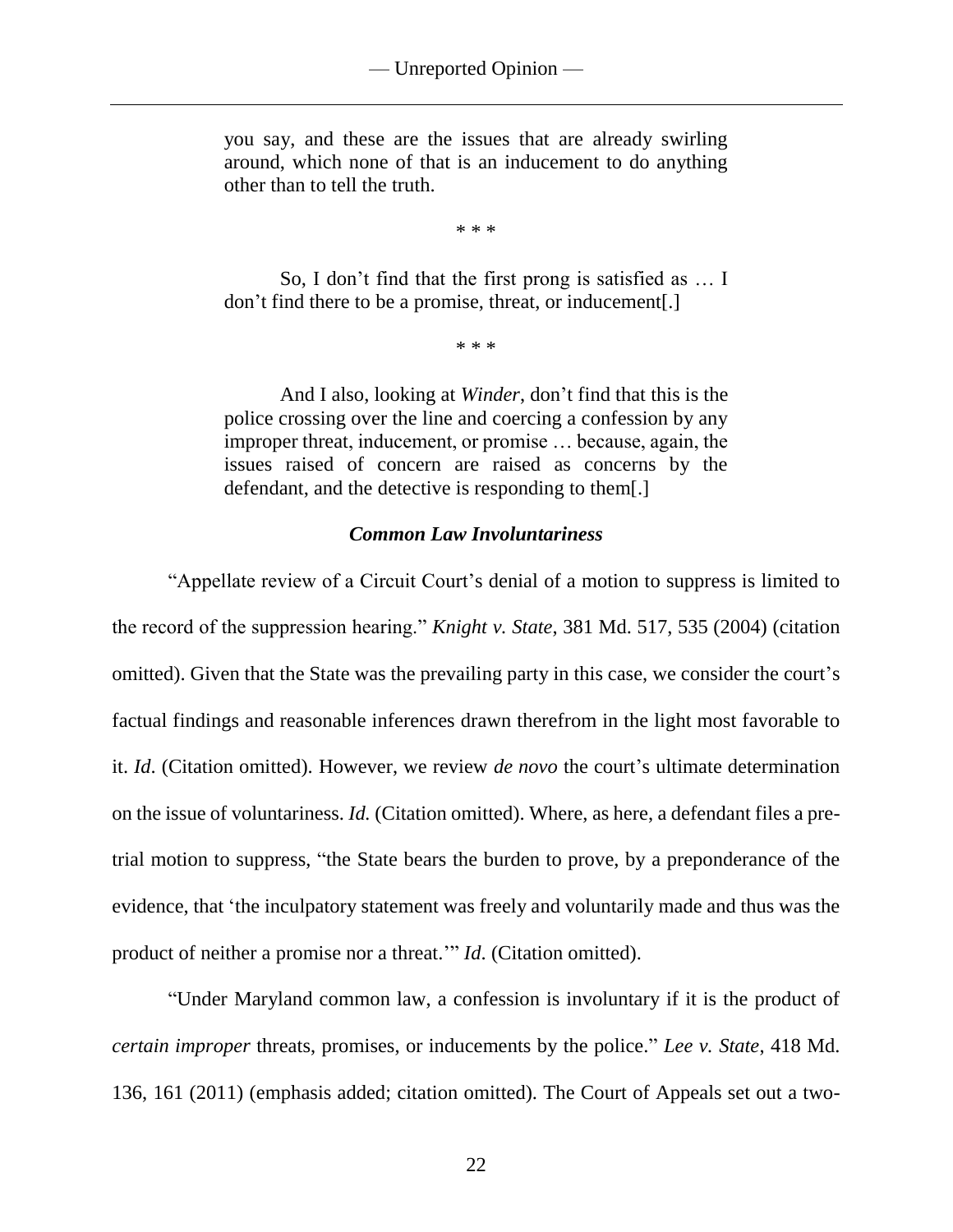> you say, and these are the issues that are already swirling around, which none of that is an inducement to do anything other than to tell the truth.
>
> \* \* \*
>
> So, I don't find that the first prong is satisfied as … I don't find there to be a promise, threat, or inducement[.]
>
> \* \* \*
>
> And I also, looking at *Winder*, don't find that this is the police crossing over the line and coercing a confession by any improper threat, inducement, or promise … because, again, the issues raised of concern are raised as concerns by the defendant, and the detective is responding to them[.]

### *Common Law Involuntariness*

"Appellate review of a Circuit Court's denial of a motion to suppress is limited to the record of the suppression hearing." *Knight v. State*, 381 Md. 517, 535 (2004) (citation omitted). Given that the State was the prevailing party in this case, we consider the court's factual findings and reasonable inferences drawn therefrom in the light most favorable to it. *Id*. (Citation omitted). However, we review *de novo* the court's ultimate determination on the issue of voluntariness. *Id.* (Citation omitted). Where, as here, a defendant files a pre-trial motion to suppress, "the State bears the burden to prove, by a preponderance of the evidence, that 'the inculpatory statement was freely and voluntarily made and thus was the product of neither a promise nor a threat.'" *Id*. (Citation omitted).

"Under Maryland common law, a confession is involuntary if it is the product of *certain improper* threats, promises, or inducements by the police." *Lee v. State*, 418 Md. 136, 161 (2011) (emphasis added; citation omitted). The Court of Appeals set out a two-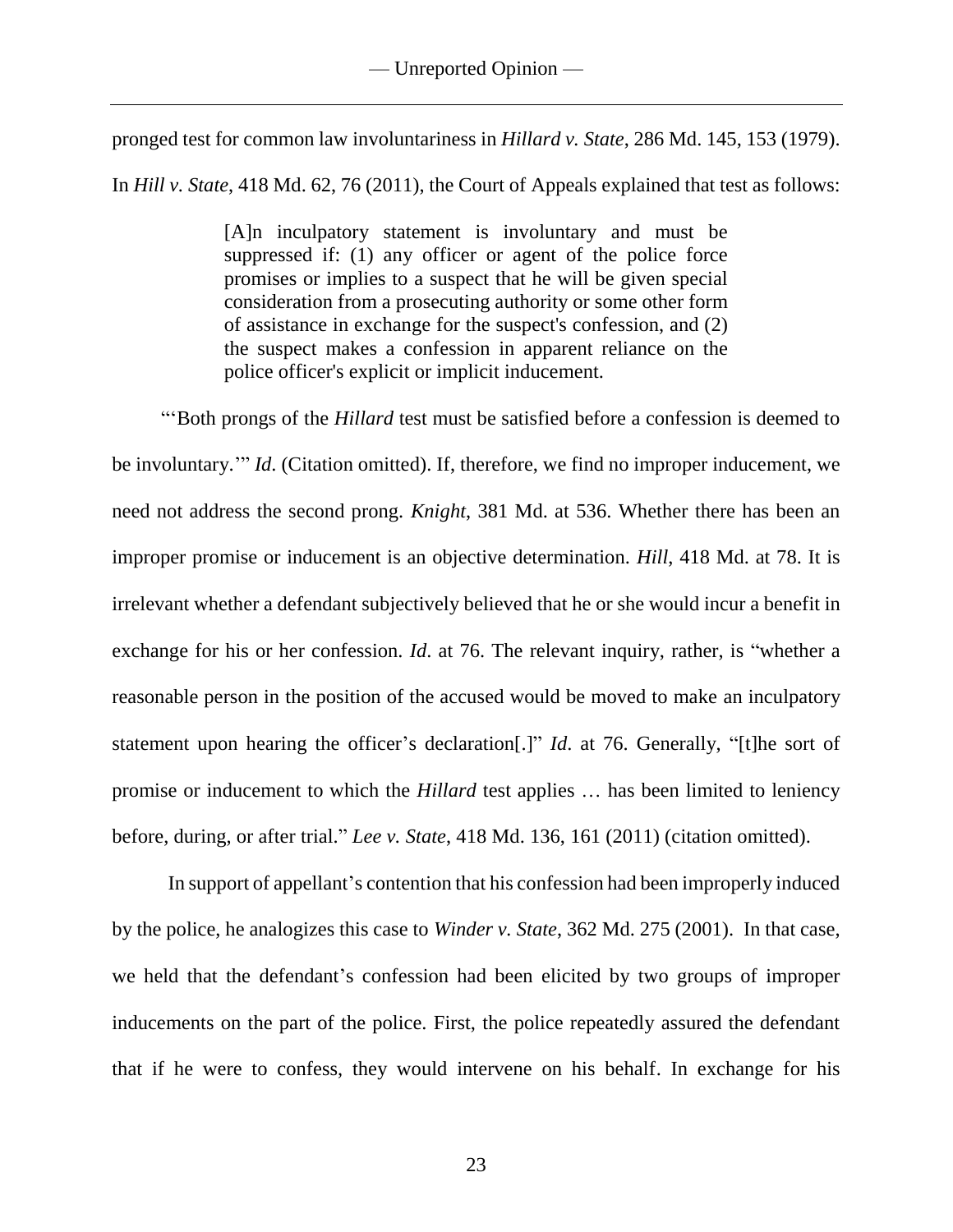pronged test for common law involuntariness in *Hillard v. State*, 286 Md. 145, 153 (1979). In *Hill v. State*, 418 Md. 62, 76 (2011), the Court of Appeals explained that test as follows:

> [A]n inculpatory statement is involuntary and must be suppressed if: (1) any officer or agent of the police force promises or implies to a suspect that he will be given special consideration from a prosecuting authority or some other form of assistance in exchange for the suspect's confession, and (2) the suspect makes a confession in apparent reliance on the police officer's explicit or implicit inducement.

"'Both prongs of the *Hillard* test must be satisfied before a confession is deemed to be involuntary.'" *Id*. (Citation omitted). If, therefore, we find no improper inducement, we need not address the second prong. *Knight*, 381 Md. at 536. Whether there has been an improper promise or inducement is an objective determination. *Hill*, 418 Md. at 78. It is irrelevant whether a defendant subjectively believed that he or she would incur a benefit in exchange for his or her confession. *Id*. at 76. The relevant inquiry, rather, is "whether a reasonable person in the position of the accused would be moved to make an inculpatory statement upon hearing the officer's declaration[.]" *Id*. at 76. Generally, "[t]he sort of promise or inducement to which the *Hillard* test applies … has been limited to leniency before, during, or after trial." *Lee v. State*, 418 Md. 136, 161 (2011) (citation omitted).

In support of appellant's contention that his confession had been improperly induced by the police, he analogizes this case to *Winder v. State*, 362 Md. 275 (2001). In that case, we held that the defendant's confession had been elicited by two groups of improper inducements on the part of the police. First, the police repeatedly assured the defendant that if he were to confess, they would intervene on his behalf. In exchange for his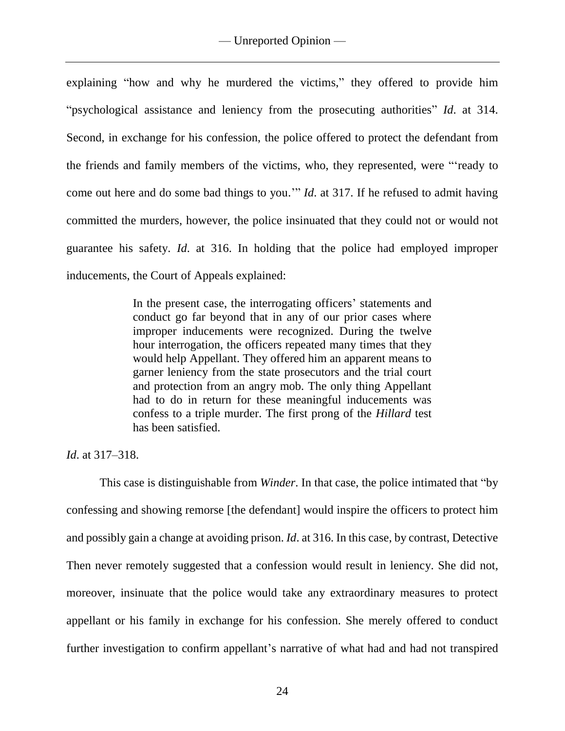explaining "how and why he murdered the victims," they offered to provide him "psychological assistance and leniency from the prosecuting authorities" *Id*. at 314. Second, in exchange for his confession, the police offered to protect the defendant from the friends and family members of the victims, who, they represented, were "'ready to come out here and do some bad things to you.'" *Id*. at 317. If he refused to admit having committed the murders, however, the police insinuated that they could not or would not guarantee his safety. *Id*. at 316. In holding that the police had employed improper inducements, the Court of Appeals explained:

> In the present case, the interrogating officers' statements and conduct go far beyond that in any of our prior cases where improper inducements were recognized. During the twelve hour interrogation, the officers repeated many times that they would help Appellant. They offered him an apparent means to garner leniency from the state prosecutors and the trial court and protection from an angry mob. The only thing Appellant had to do in return for these meaningful inducements was confess to a triple murder. The first prong of the *Hillard* test has been satisfied.

*Id*. at 317–318.

This case is distinguishable from *Winder*. In that case, the police intimated that "by confessing and showing remorse [the defendant] would inspire the officers to protect him and possibly gain a change at avoiding prison. *Id*. at 316. In this case, by contrast, Detective Then never remotely suggested that a confession would result in leniency. She did not, moreover, insinuate that the police would take any extraordinary measures to protect appellant or his family in exchange for his confession. She merely offered to conduct further investigation to confirm appellant's narrative of what had and had not transpired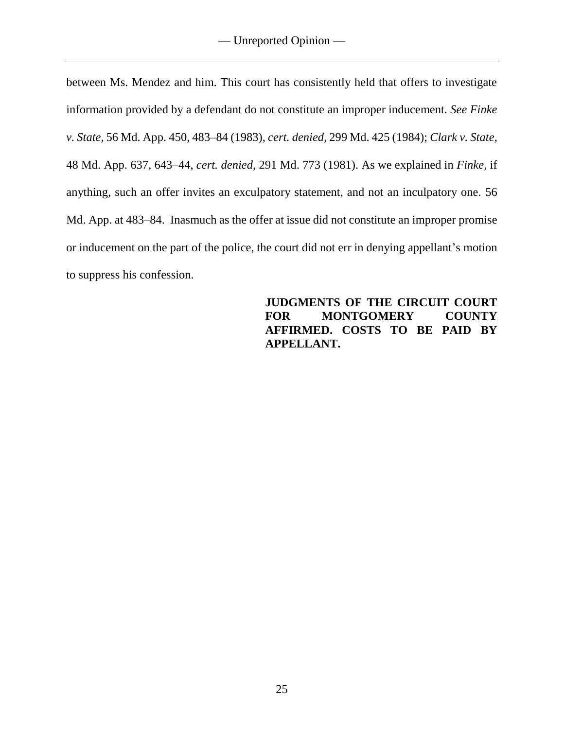between Ms. Mendez and him. This court has consistently held that offers to investigate information provided by a defendant do not constitute an improper inducement. *See Finke v. State*, 56 Md. App. 450, 483–84 (1983), *cert. denied*, 299 Md. 425 (1984); *Clark v. State*, 48 Md. App. 637, 643–44, *cert. denied*, 291 Md. 773 (1981). As we explained in *Finke*, if anything, such an offer invites an exculpatory statement, and not an inculpatory one. 56 Md. App. at 483–84. Inasmuch as the offer at issue did not constitute an improper promise or inducement on the part of the police, the court did not err in denying appellant's motion to suppress his confession.

**JUDGMENTS OF THE CIRCUIT COURT FOR MONTGOMERY COUNTY AFFIRMED. COSTS TO BE PAID BY APPELLANT.**